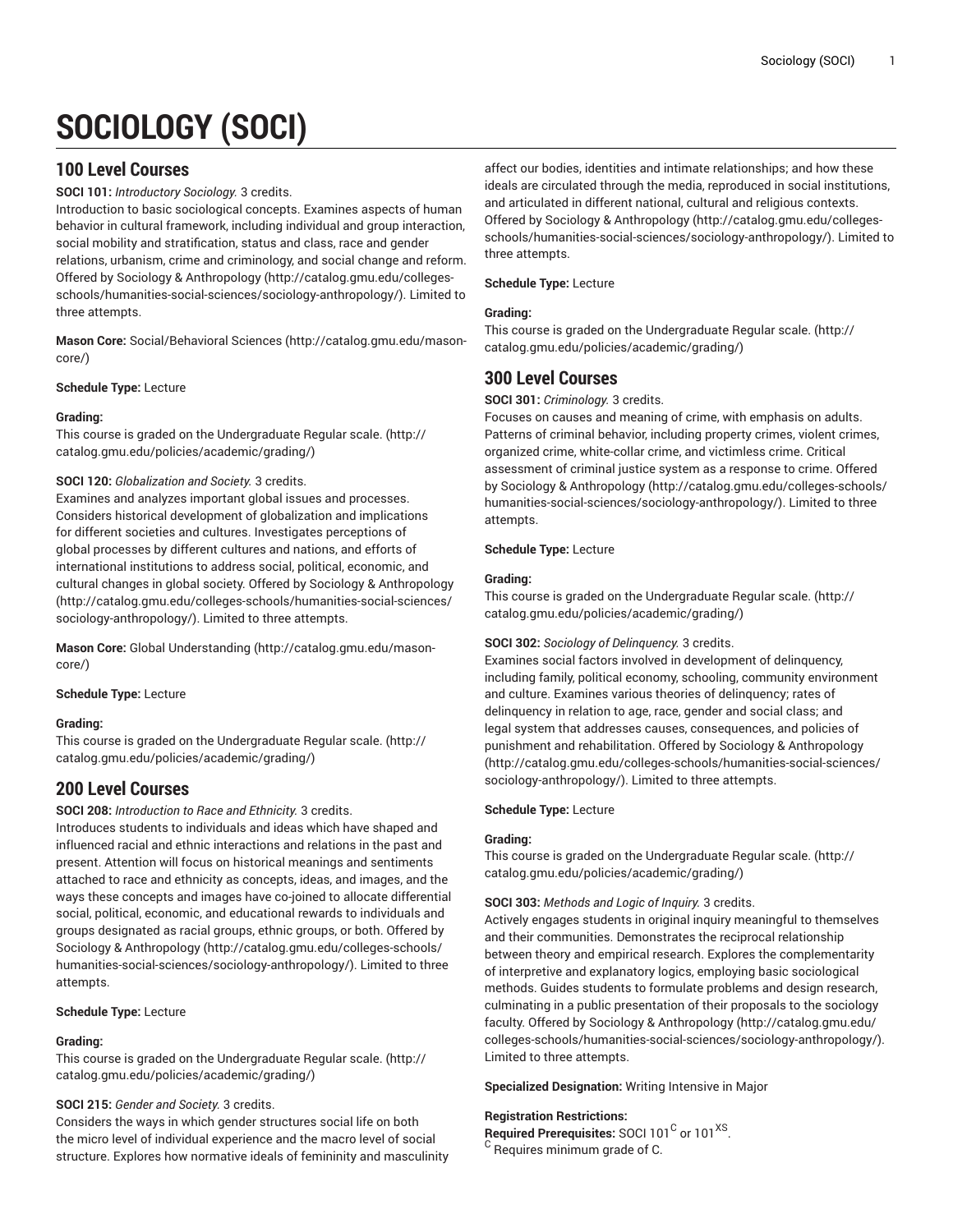# SOCIOLOGY (SOCI)

## 100 Level Courses

**SOCI 101:** *Introductory Sociology.* 3 credits.
Introduction to basic sociological concepts. Examines aspects of human behavior in cultural framework, including individual and group interaction, social mobility and stratification, status and class, race and gender relations, urbanism, crime and criminology, and social change and reform. Offered by Sociology & Anthropology (http://catalog.gmu.edu/colleges-schools/humanities-social-sciences/sociology-anthropology/). Limited to three attempts.

**Mason Core:** Social/Behavioral Sciences (http://catalog.gmu.edu/mason-core/)

**Schedule Type:** Lecture

**Grading:**
This course is graded on the Undergraduate Regular scale. (http://catalog.gmu.edu/policies/academic/grading/)

**SOCI 120:** *Globalization and Society.* 3 credits.
Examines and analyzes important global issues and processes. Considers historical development of globalization and implications for different societies and cultures. Investigates perceptions of global processes by different cultures and nations, and efforts of international institutions to address social, political, economic, and cultural changes in global society. Offered by Sociology & Anthropology (http://catalog.gmu.edu/colleges-schools/humanities-social-sciences/sociology-anthropology/). Limited to three attempts.

**Mason Core:** Global Understanding (http://catalog.gmu.edu/mason-core/)

**Schedule Type:** Lecture

**Grading:**
This course is graded on the Undergraduate Regular scale. (http://catalog.gmu.edu/policies/academic/grading/)

## 200 Level Courses

**SOCI 208:** *Introduction to Race and Ethnicity.* 3 credits.
Introduces students to individuals and ideas which have shaped and influenced racial and ethnic interactions and relations in the past and present. Attention will focus on historical meanings and sentiments attached to race and ethnicity as concepts, ideas, and images, and the ways these concepts and images have co-joined to allocate differential social, political, economic, and educational rewards to individuals and groups designated as racial groups, ethnic groups, or both. Offered by Sociology & Anthropology (http://catalog.gmu.edu/colleges-schools/humanities-social-sciences/sociology-anthropology/). Limited to three attempts.

**Schedule Type:** Lecture

**Grading:**
This course is graded on the Undergraduate Regular scale. (http://catalog.gmu.edu/policies/academic/grading/)

**SOCI 215:** *Gender and Society.* 3 credits.
Considers the ways in which gender structures social life on both the micro level of individual experience and the macro level of social structure. Explores how normative ideals of femininity and masculinity affect our bodies, identities and intimate relationships; and how these ideals are circulated through the media, reproduced in social institutions, and articulated in different national, cultural and religious contexts. Offered by Sociology & Anthropology (http://catalog.gmu.edu/colleges-schools/humanities-social-sciences/sociology-anthropology/). Limited to three attempts.

**Schedule Type:** Lecture

**Grading:**
This course is graded on the Undergraduate Regular scale. (http://catalog.gmu.edu/policies/academic/grading/)

## 300 Level Courses

**SOCI 301:** *Criminology.* 3 credits.
Focuses on causes and meaning of crime, with emphasis on adults. Patterns of criminal behavior, including property crimes, violent crimes, organized crime, white-collar crime, and victimless crime. Critical assessment of criminal justice system as a response to crime. Offered by Sociology & Anthropology (http://catalog.gmu.edu/colleges-schools/humanities-social-sciences/sociology-anthropology/). Limited to three attempts.

**Schedule Type:** Lecture

**Grading:**
This course is graded on the Undergraduate Regular scale. (http://catalog.gmu.edu/policies/academic/grading/)

**SOCI 302:** *Sociology of Delinquency.* 3 credits.
Examines social factors involved in development of delinquency, including family, political economy, schooling, community environment and culture. Examines various theories of delinquency; rates of delinquency in relation to age, race, gender and social class; and legal system that addresses causes, consequences, and policies of punishment and rehabilitation. Offered by Sociology & Anthropology (http://catalog.gmu.edu/colleges-schools/humanities-social-sciences/sociology-anthropology/). Limited to three attempts.

**Schedule Type:** Lecture

**Grading:**
This course is graded on the Undergraduate Regular scale. (http://catalog.gmu.edu/policies/academic/grading/)

**SOCI 303:** *Methods and Logic of Inquiry.* 3 credits.
Actively engages students in original inquiry meaningful to themselves and their communities. Demonstrates the reciprocal relationship between theory and empirical research. Explores the complementarity of interpretive and explanatory logics, employing basic sociological methods. Guides students to formulate problems and design research, culminating in a public presentation of their proposals to the sociology faculty. Offered by Sociology & Anthropology (http://catalog.gmu.edu/colleges-schools/humanities-social-sciences/sociology-anthropology/). Limited to three attempts.

**Specialized Designation:** Writing Intensive in Major

**Registration Restrictions:**
**Required Prerequisites:** SOCI 101[C] or 101[XS].
[C] Requires minimum grade of C.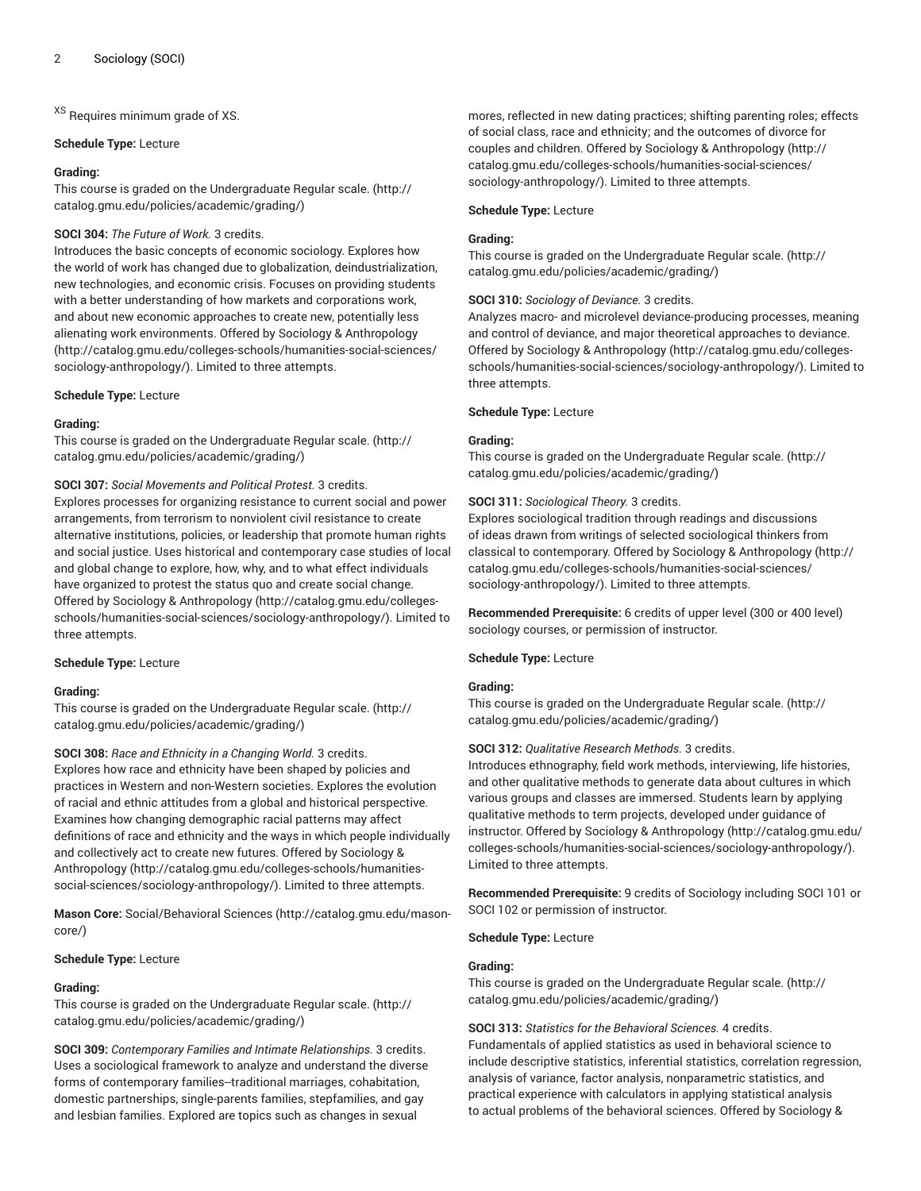[XS] Requires minimum grade of XS.

**Schedule Type:** Lecture

**Grading:**
This course is graded on the Undergraduate Regular scale. (http://catalog.gmu.edu/policies/academic/grading/)

**SOCI 304:** *The Future of Work.* 3 credits.
Introduces the basic concepts of economic sociology. Explores how the world of work has changed due to globalization, deindustrialization, new technologies, and economic crisis. Focuses on providing students with a better understanding of how markets and corporations work, and about new economic approaches to create new, potentially less alienating work environments. Offered by Sociology & Anthropology (http://catalog.gmu.edu/colleges-schools/humanities-social-sciences/sociology-anthropology/). Limited to three attempts.

**Schedule Type:** Lecture

**Grading:**
This course is graded on the Undergraduate Regular scale. (http://catalog.gmu.edu/policies/academic/grading/)

**SOCI 307:** *Social Movements and Political Protest.* 3 credits.
Explores processes for organizing resistance to current social and power arrangements, from terrorism to nonviolent civil resistance to create alternative institutions, policies, or leadership that promote human rights and social justice. Uses historical and contemporary case studies of local and global change to explore, how, why, and to what effect individuals have organized to protest the status quo and create social change. Offered by Sociology & Anthropology (http://catalog.gmu.edu/colleges-schools/humanities-social-sciences/sociology-anthropology/). Limited to three attempts.

**Schedule Type:** Lecture

**Grading:**
This course is graded on the Undergraduate Regular scale. (http://catalog.gmu.edu/policies/academic/grading/)

**SOCI 308:** *Race and Ethnicity in a Changing World.* 3 credits.
Explores how race and ethnicity have been shaped by policies and practices in Western and non-Western societies. Explores the evolution of racial and ethnic attitudes from a global and historical perspective. Examines how changing demographic racial patterns may affect definitions of race and ethnicity and the ways in which people individually and collectively act to create new futures. Offered by Sociology & Anthropology (http://catalog.gmu.edu/colleges-schools/humanities-social-sciences/sociology-anthropology/). Limited to three attempts.

**Mason Core:** Social/Behavioral Sciences (http://catalog.gmu.edu/mason-core/)

**Schedule Type:** Lecture

**Grading:**
This course is graded on the Undergraduate Regular scale. (http://catalog.gmu.edu/policies/academic/grading/)

**SOCI 309:** *Contemporary Families and Intimate Relationships.* 3 credits.
Uses a sociological framework to analyze and understand the diverse forms of contemporary families--traditional marriages, cohabitation, domestic partnerships, single-parents families, stepfamilies, and gay and lesbian families. Explored are topics such as changes in sexual mores, reflected in new dating practices; shifting parenting roles; effects of social class, race and ethnicity; and the outcomes of divorce for couples and children. Offered by Sociology & Anthropology (http://catalog.gmu.edu/colleges-schools/humanities-social-sciences/sociology-anthropology/). Limited to three attempts.

**Schedule Type:** Lecture

**Grading:**
This course is graded on the Undergraduate Regular scale. (http://catalog.gmu.edu/policies/academic/grading/)

**SOCI 310:** *Sociology of Deviance.* 3 credits.
Analyzes macro- and microlevel deviance-producing processes, meaning and control of deviance, and major theoretical approaches to deviance. Offered by Sociology & Anthropology (http://catalog.gmu.edu/colleges-schools/humanities-social-sciences/sociology-anthropology/). Limited to three attempts.

**Schedule Type:** Lecture

**Grading:**
This course is graded on the Undergraduate Regular scale. (http://catalog.gmu.edu/policies/academic/grading/)

**SOCI 311:** *Sociological Theory.* 3 credits.
Explores sociological tradition through readings and discussions of ideas drawn from writings of selected sociological thinkers from classical to contemporary. Offered by Sociology & Anthropology (http://catalog.gmu.edu/colleges-schools/humanities-social-sciences/sociology-anthropology/). Limited to three attempts.

**Recommended Prerequisite:** 6 credits of upper level (300 or 400 level) sociology courses, or permission of instructor.

**Schedule Type:** Lecture

**Grading:**
This course is graded on the Undergraduate Regular scale. (http://catalog.gmu.edu/policies/academic/grading/)

**SOCI 312:** *Qualitative Research Methods.* 3 credits.
Introduces ethnography, field work methods, interviewing, life histories, and other qualitative methods to generate data about cultures in which various groups and classes are immersed. Students learn by applying qualitative methods to term projects, developed under guidance of instructor. Offered by Sociology & Anthropology (http://catalog.gmu.edu/colleges-schools/humanities-social-sciences/sociology-anthropology/). Limited to three attempts.

**Recommended Prerequisite:** 9 credits of Sociology including SOCI 101 or SOCI 102 or permission of instructor.

**Schedule Type:** Lecture

**Grading:**
This course is graded on the Undergraduate Regular scale. (http://catalog.gmu.edu/policies/academic/grading/)

**SOCI 313:** *Statistics for the Behavioral Sciences.* 4 credits.
Fundamentals of applied statistics as used in behavioral science to include descriptive statistics, inferential statistics, correlation regression, analysis of variance, factor analysis, nonparametric statistics, and practical experience with calculators in applying statistical analysis to actual problems of the behavioral sciences. Offered by Sociology &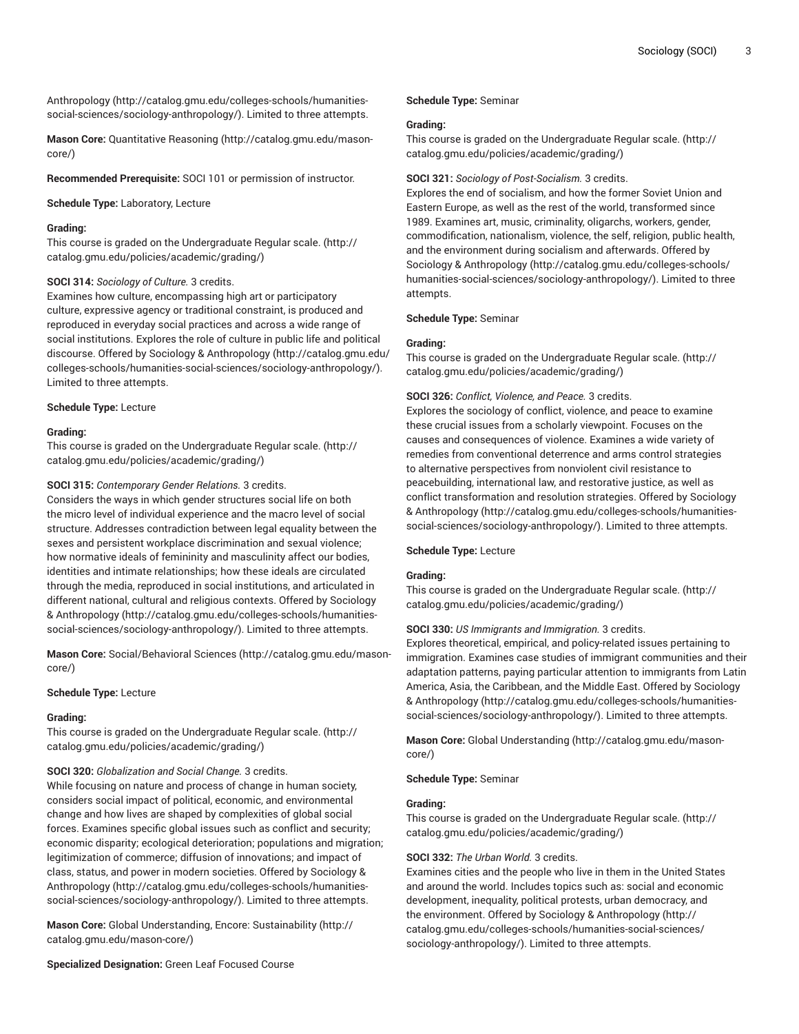Anthropology (http://catalog.gmu.edu/colleges-schools/humanities-social-sciences/sociology-anthropology/). Limited to three attempts.

**Mason Core:** Quantitative Reasoning (http://catalog.gmu.edu/mason-core/)

**Recommended Prerequisite:** SOCI 101 or permission of instructor.

**Schedule Type:** Laboratory, Lecture

**Grading:**
This course is graded on the Undergraduate Regular scale. (http://catalog.gmu.edu/policies/academic/grading/)

**SOCI 314:** *Sociology of Culture.* 3 credits.
Examines how culture, encompassing high art or participatory culture, expressive agency or traditional constraint, is produced and reproduced in everyday social practices and across a wide range of social institutions. Explores the role of culture in public life and political discourse. Offered by Sociology & Anthropology (http://catalog.gmu.edu/colleges-schools/humanities-social-sciences/sociology-anthropology/). Limited to three attempts.

**Schedule Type:** Lecture

**Grading:**
This course is graded on the Undergraduate Regular scale. (http://catalog.gmu.edu/policies/academic/grading/)

**SOCI 315:** *Contemporary Gender Relations.* 3 credits.
Considers the ways in which gender structures social life on both the micro level of individual experience and the macro level of social structure. Addresses contradiction between legal equality between the sexes and persistent workplace discrimination and sexual violence; how normative ideals of femininity and masculinity affect our bodies, identities and intimate relationships; how these ideals are circulated through the media, reproduced in social institutions, and articulated in different national, cultural and religious contexts. Offered by Sociology & Anthropology (http://catalog.gmu.edu/colleges-schools/humanities-social-sciences/sociology-anthropology/). Limited to three attempts.

**Mason Core:** Social/Behavioral Sciences (http://catalog.gmu.edu/mason-core/)

**Schedule Type:** Lecture

**Grading:**
This course is graded on the Undergraduate Regular scale. (http://catalog.gmu.edu/policies/academic/grading/)

**SOCI 320:** *Globalization and Social Change.* 3 credits.
While focusing on nature and process of change in human society, considers social impact of political, economic, and environmental change and how lives are shaped by complexities of global social forces. Examines specific global issues such as conflict and security; economic disparity; ecological deterioration; populations and migration; legitimization of commerce; diffusion of innovations; and impact of class, status, and power in modern societies. Offered by Sociology & Anthropology (http://catalog.gmu.edu/colleges-schools/humanities-social-sciences/sociology-anthropology/). Limited to three attempts.

**Mason Core:** Global Understanding, Encore: Sustainability (http://catalog.gmu.edu/mason-core/)

**Specialized Designation:** Green Leaf Focused Course

**Schedule Type:** Seminar

**Grading:**
This course is graded on the Undergraduate Regular scale. (http://catalog.gmu.edu/policies/academic/grading/)

**SOCI 321:** *Sociology of Post-Socialism.* 3 credits.
Explores the end of socialism, and how the former Soviet Union and Eastern Europe, as well as the rest of the world, transformed since 1989. Examines art, music, criminality, oligarchs, workers, gender, commodification, nationalism, violence, the self, religion, public health, and the environment during socialism and afterwards. Offered by Sociology & Anthropology (http://catalog.gmu.edu/colleges-schools/humanities-social-sciences/sociology-anthropology/). Limited to three attempts.

**Schedule Type:** Seminar

**Grading:**
This course is graded on the Undergraduate Regular scale. (http://catalog.gmu.edu/policies/academic/grading/)

**SOCI 326:** *Conflict, Violence, and Peace.* 3 credits.
Explores the sociology of conflict, violence, and peace to examine these crucial issues from a scholarly viewpoint. Focuses on the causes and consequences of violence. Examines a wide variety of remedies from conventional deterrence and arms control strategies to alternative perspectives from nonviolent civil resistance to peacebuilding, international law, and restorative justice, as well as conflict transformation and resolution strategies. Offered by Sociology & Anthropology (http://catalog.gmu.edu/colleges-schools/humanities-social-sciences/sociology-anthropology/). Limited to three attempts.

**Schedule Type:** Lecture

**Grading:**
This course is graded on the Undergraduate Regular scale. (http://catalog.gmu.edu/policies/academic/grading/)

**SOCI 330:** *US Immigrants and Immigration.* 3 credits.
Explores theoretical, empirical, and policy-related issues pertaining to immigration. Examines case studies of immigrant communities and their adaptation patterns, paying particular attention to immigrants from Latin America, Asia, the Caribbean, and the Middle East. Offered by Sociology & Anthropology (http://catalog.gmu.edu/colleges-schools/humanities-social-sciences/sociology-anthropology/). Limited to three attempts.

**Mason Core:** Global Understanding (http://catalog.gmu.edu/mason-core/)

**Schedule Type:** Seminar

**Grading:**
This course is graded on the Undergraduate Regular scale. (http://catalog.gmu.edu/policies/academic/grading/)

**SOCI 332:** *The Urban World.* 3 credits.
Examines cities and the people who live in them in the United States and around the world. Includes topics such as: social and economic development, inequality, political protests, urban democracy, and the environment. Offered by Sociology & Anthropology (http://catalog.gmu.edu/colleges-schools/humanities-social-sciences/sociology-anthropology/). Limited to three attempts.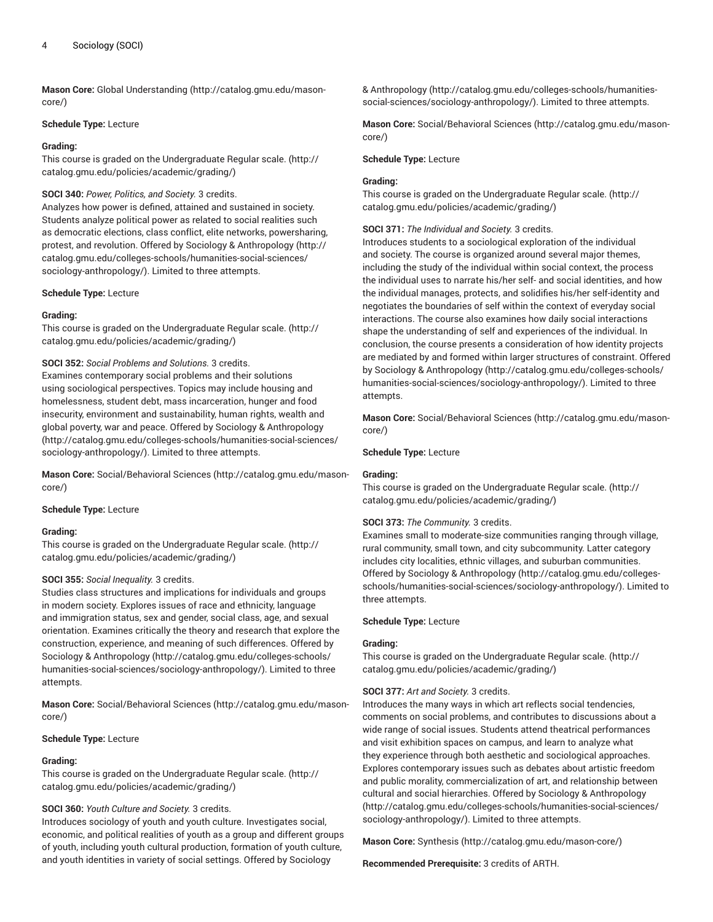**Mason Core:** Global Understanding (http://catalog.gmu.edu/mason-core/)

**Schedule Type:** Lecture

**Grading:**
This course is graded on the Undergraduate Regular scale. (http://catalog.gmu.edu/policies/academic/grading/)

**SOCI 340:** *Power, Politics, and Society.* 3 credits.
Analyzes how power is defined, attained and sustained in society. Students analyze political power as related to social realities such as democratic elections, class conflict, elite networks, powersharing, protest, and revolution. Offered by Sociology & Anthropology (http://catalog.gmu.edu/colleges-schools/humanities-social-sciences/sociology-anthropology/). Limited to three attempts.

**Schedule Type:** Lecture

**Grading:**
This course is graded on the Undergraduate Regular scale. (http://catalog.gmu.edu/policies/academic/grading/)

**SOCI 352:** *Social Problems and Solutions.* 3 credits.
Examines contemporary social problems and their solutions using sociological perspectives. Topics may include housing and homelessness, student debt, mass incarceration, hunger and food insecurity, environment and sustainability, human rights, wealth and global poverty, war and peace. Offered by Sociology & Anthropology (http://catalog.gmu.edu/colleges-schools/humanities-social-sciences/sociology-anthropology/). Limited to three attempts.

**Mason Core:** Social/Behavioral Sciences (http://catalog.gmu.edu/mason-core/)

**Schedule Type:** Lecture

**Grading:**
This course is graded on the Undergraduate Regular scale. (http://catalog.gmu.edu/policies/academic/grading/)

**SOCI 355:** *Social Inequality.* 3 credits.
Studies class structures and implications for individuals and groups in modern society. Explores issues of race and ethnicity, language and immigration status, sex and gender, social class, age, and sexual orientation. Examines critically the theory and research that explore the construction, experience, and meaning of such differences. Offered by Sociology & Anthropology (http://catalog.gmu.edu/colleges-schools/humanities-social-sciences/sociology-anthropology/). Limited to three attempts.

**Mason Core:** Social/Behavioral Sciences (http://catalog.gmu.edu/mason-core/)

**Schedule Type:** Lecture

**Grading:**
This course is graded on the Undergraduate Regular scale. (http://catalog.gmu.edu/policies/academic/grading/)

**SOCI 360:** *Youth Culture and Society.* 3 credits.
Introduces sociology of youth and youth culture. Investigates social, economic, and political realities of youth as a group and different groups of youth, including youth cultural production, formation of youth culture, and youth identities in variety of social settings. Offered by Sociology & Anthropology (http://catalog.gmu.edu/colleges-schools/humanities-social-sciences/sociology-anthropology/). Limited to three attempts.

**Mason Core:** Social/Behavioral Sciences (http://catalog.gmu.edu/mason-core/)

**Schedule Type:** Lecture

**Grading:**
This course is graded on the Undergraduate Regular scale. (http://catalog.gmu.edu/policies/academic/grading/)

**SOCI 371:** *The Individual and Society.* 3 credits.
Introduces students to a sociological exploration of the individual and society. The course is organized around several major themes, including the study of the individual within social context, the process the individual uses to narrate his/her self- and social identities, and how the individual manages, protects, and solidifies his/her self-identity and negotiates the boundaries of self within the context of everyday social interactions. The course also examines how daily social interactions shape the understanding of self and experiences of the individual. In conclusion, the course presents a consideration of how identity projects are mediated by and formed within larger structures of constraint. Offered by Sociology & Anthropology (http://catalog.gmu.edu/colleges-schools/humanities-social-sciences/sociology-anthropology/). Limited to three attempts.

**Mason Core:** Social/Behavioral Sciences (http://catalog.gmu.edu/mason-core/)

**Schedule Type:** Lecture

**Grading:**
This course is graded on the Undergraduate Regular scale. (http://catalog.gmu.edu/policies/academic/grading/)

**SOCI 373:** *The Community.* 3 credits.
Examines small to moderate-size communities ranging through village, rural community, small town, and city subcommunity. Latter category includes city localities, ethnic villages, and suburban communities. Offered by Sociology & Anthropology (http://catalog.gmu.edu/colleges-schools/humanities-social-sciences/sociology-anthropology/). Limited to three attempts.

**Schedule Type:** Lecture

**Grading:**
This course is graded on the Undergraduate Regular scale. (http://catalog.gmu.edu/policies/academic/grading/)

**SOCI 377:** *Art and Society.* 3 credits.
Introduces the many ways in which art reflects social tendencies, comments on social problems, and contributes to discussions about a wide range of social issues. Students attend theatrical performances and visit exhibition spaces on campus, and learn to analyze what they experience through both aesthetic and sociological approaches. Explores contemporary issues such as debates about artistic freedom and public morality, commercialization of art, and relationship between cultural and social hierarchies. Offered by Sociology & Anthropology (http://catalog.gmu.edu/colleges-schools/humanities-social-sciences/sociology-anthropology/). Limited to three attempts.

**Mason Core:** Synthesis (http://catalog.gmu.edu/mason-core/)

**Recommended Prerequisite:** 3 credits of ARTH.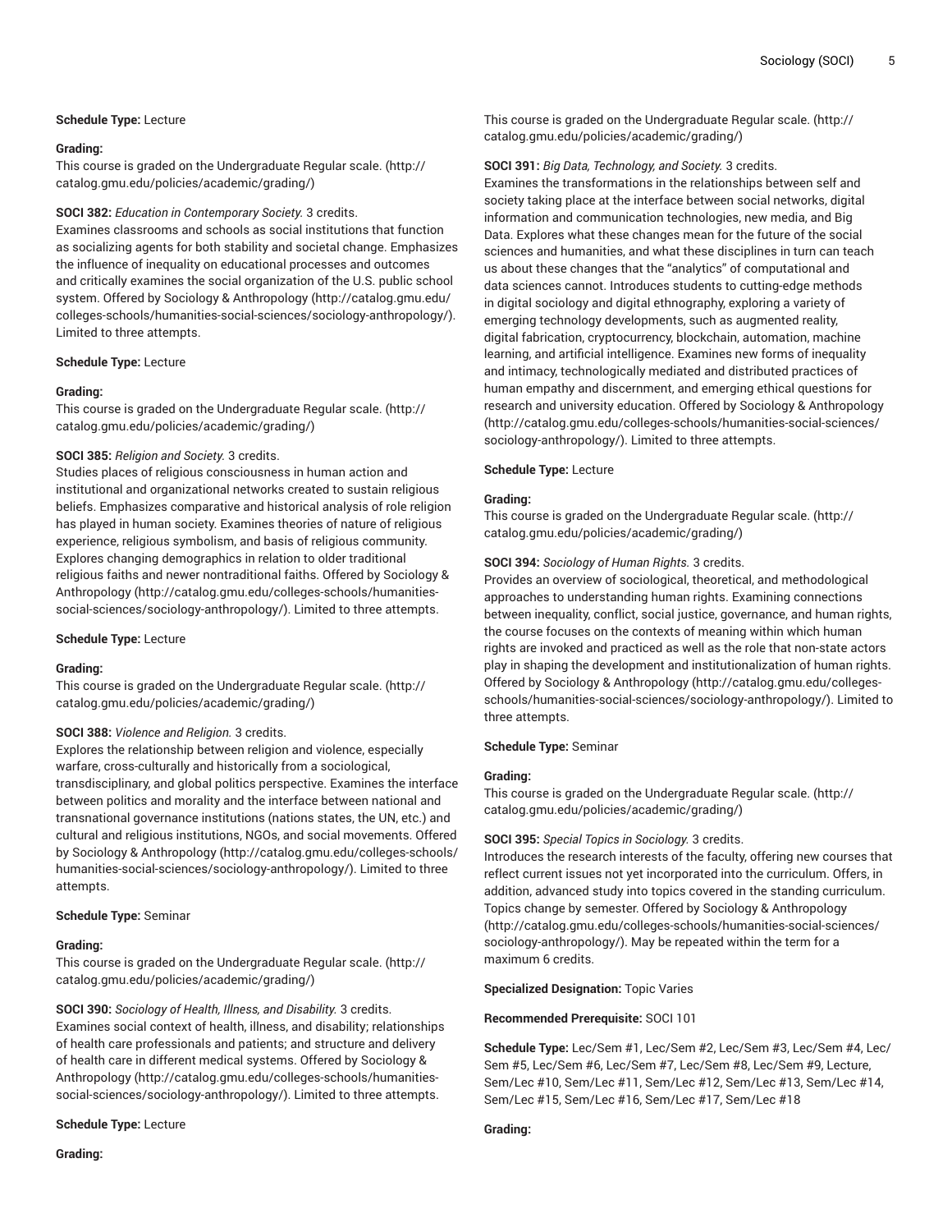**Schedule Type:** Lecture

**Grading:**

This course is graded on the Undergraduate Regular scale. (http://catalog.gmu.edu/policies/academic/grading/)

**SOCI 382:** *Education in Contemporary Society.* 3 credits.
Examines classrooms and schools as social institutions that function as socializing agents for both stability and societal change. Emphasizes the influence of inequality on educational processes and outcomes and critically examines the social organization of the U.S. public school system. Offered by Sociology & Anthropology (http://catalog.gmu.edu/colleges-schools/humanities-social-sciences/sociology-anthropology/). Limited to three attempts.

**Schedule Type:** Lecture

**Grading:**

This course is graded on the Undergraduate Regular scale. (http://catalog.gmu.edu/policies/academic/grading/)

**SOCI 385:** *Religion and Society.* 3 credits.
Studies places of religious consciousness in human action and institutional and organizational networks created to sustain religious beliefs. Emphasizes comparative and historical analysis of role religion has played in human society. Examines theories of nature of religious experience, religious symbolism, and basis of religious community. Explores changing demographics in relation to older traditional religious faiths and newer nontraditional faiths. Offered by Sociology & Anthropology (http://catalog.gmu.edu/colleges-schools/humanities-social-sciences/sociology-anthropology/). Limited to three attempts.

**Schedule Type:** Lecture

**Grading:**

This course is graded on the Undergraduate Regular scale. (http://catalog.gmu.edu/policies/academic/grading/)

**SOCI 388:** *Violence and Religion.* 3 credits.
Explores the relationship between religion and violence, especially warfare, cross-culturally and historically from a sociological, transdisciplinary, and global politics perspective. Examines the interface between politics and morality and the interface between national and transnational governance institutions (nations states, the UN, etc.) and cultural and religious institutions, NGOs, and social movements. Offered by Sociology & Anthropology (http://catalog.gmu.edu/colleges-schools/humanities-social-sciences/sociology-anthropology/). Limited to three attempts.

**Schedule Type:** Seminar

**Grading:**

This course is graded on the Undergraduate Regular scale. (http://catalog.gmu.edu/policies/academic/grading/)

**SOCI 390:** *Sociology of Health, Illness, and Disability.* 3 credits.
Examines social context of health, illness, and disability; relationships of health care professionals and patients; and structure and delivery of health care in different medical systems. Offered by Sociology & Anthropology (http://catalog.gmu.edu/colleges-schools/humanities-social-sciences/sociology-anthropology/). Limited to three attempts.

**Schedule Type:** Lecture

**Grading:**

This course is graded on the Undergraduate Regular scale. (http://catalog.gmu.edu/policies/academic/grading/)

**SOCI 391:** *Big Data, Technology, and Society.* 3 credits.
Examines the transformations in the relationships between self and society taking place at the interface between social networks, digital information and communication technologies, new media, and Big Data. Explores what these changes mean for the future of the social sciences and humanities, and what these disciplines in turn can teach us about these changes that the "analytics" of computational and data sciences cannot. Introduces students to cutting-edge methods in digital sociology and digital ethnography, exploring a variety of emerging technology developments, such as augmented reality, digital fabrication, cryptocurrency, blockchain, automation, machine learning, and artificial intelligence. Examines new forms of inequality and intimacy, technologically mediated and distributed practices of human empathy and discernment, and emerging ethical questions for research and university education. Offered by Sociology & Anthropology (http://catalog.gmu.edu/colleges-schools/humanities-social-sciences/sociology-anthropology/). Limited to three attempts.

**Schedule Type:** Lecture

**Grading:**

This course is graded on the Undergraduate Regular scale. (http://catalog.gmu.edu/policies/academic/grading/)

**SOCI 394:** *Sociology of Human Rights.* 3 credits.
Provides an overview of sociological, theoretical, and methodological approaches to understanding human rights. Examining connections between inequality, conflict, social justice, governance, and human rights, the course focuses on the contexts of meaning within which human rights are invoked and practiced as well as the role that non-state actors play in shaping the development and institutionalization of human rights. Offered by Sociology & Anthropology (http://catalog.gmu.edu/colleges-schools/humanities-social-sciences/sociology-anthropology/). Limited to three attempts.

**Schedule Type:** Seminar

**Grading:**

This course is graded on the Undergraduate Regular scale. (http://catalog.gmu.edu/policies/academic/grading/)

**SOCI 395:** *Special Topics in Sociology.* 3 credits.
Introduces the research interests of the faculty, offering new courses that reflect current issues not yet incorporated into the curriculum. Offers, in addition, advanced study into topics covered in the standing curriculum. Topics change by semester. Offered by Sociology & Anthropology (http://catalog.gmu.edu/colleges-schools/humanities-social-sciences/sociology-anthropology/). May be repeated within the term for a maximum 6 credits.

**Specialized Designation:** Topic Varies

**Recommended Prerequisite:** SOCI 101

**Schedule Type:** Lec/Sem #1, Lec/Sem #2, Lec/Sem #3, Lec/Sem #4, Lec/Sem #5, Lec/Sem #6, Lec/Sem #7, Lec/Sem #8, Lec/Sem #9, Lecture, Sem/Lec #10, Sem/Lec #11, Sem/Lec #12, Sem/Lec #13, Sem/Lec #14, Sem/Lec #15, Sem/Lec #16, Sem/Lec #17, Sem/Lec #18

**Grading:**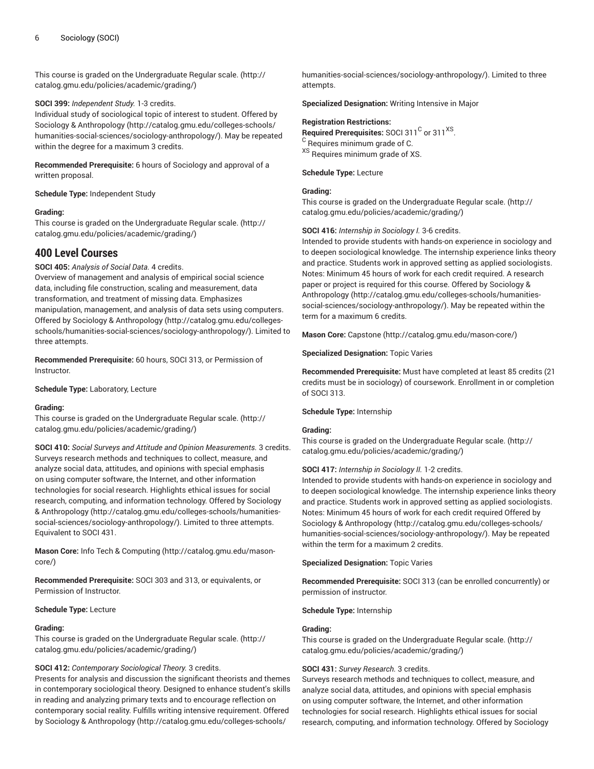This course is graded on the Undergraduate Regular scale. (http://catalog.gmu.edu/policies/academic/grading/)

**SOCI 399:** *Independent Study.* 1-3 credits.
Individual study of sociological topic of interest to student. Offered by Sociology & Anthropology (http://catalog.gmu.edu/colleges-schools/humanities-social-sciences/sociology-anthropology/). May be repeated within the degree for a maximum 3 credits.

**Recommended Prerequisite:** 6 hours of Sociology and approval of a written proposal.

**Schedule Type:** Independent Study

**Grading:**
This course is graded on the Undergraduate Regular scale. (http://catalog.gmu.edu/policies/academic/grading/)

## 400 Level Courses

**SOCI 405:** *Analysis of Social Data.* 4 credits.
Overview of management and analysis of empirical social science data, including file construction, scaling and measurement, data transformation, and treatment of missing data. Emphasizes manipulation, management, and analysis of data sets using computers. Offered by Sociology & Anthropology (http://catalog.gmu.edu/colleges-schools/humanities-social-sciences/sociology-anthropology/). Limited to three attempts.

**Recommended Prerequisite:** 60 hours, SOCI 313, or Permission of Instructor.

**Schedule Type:** Laboratory, Lecture

**Grading:**
This course is graded on the Undergraduate Regular scale. (http://catalog.gmu.edu/policies/academic/grading/)

**SOCI 410:** *Social Surveys and Attitude and Opinion Measurements.* 3 credits.
Surveys research methods and techniques to collect, measure, and analyze social data, attitudes, and opinions with special emphasis on using computer software, the Internet, and other information technologies for social research. Highlights ethical issues for social research, computing, and information technology. Offered by Sociology & Anthropology (http://catalog.gmu.edu/colleges-schools/humanities-social-sciences/sociology-anthropology/). Limited to three attempts. Equivalent to SOCI 431.

**Mason Core:** Info Tech & Computing (http://catalog.gmu.edu/mason-core/)

**Recommended Prerequisite:** SOCI 303 and 313, or equivalents, or Permission of Instructor.

**Schedule Type:** Lecture

**Grading:**
This course is graded on the Undergraduate Regular scale. (http://catalog.gmu.edu/policies/academic/grading/)

**SOCI 412:** *Contemporary Sociological Theory.* 3 credits.
Presents for analysis and discussion the significant theorists and themes in contemporary sociological theory. Designed to enhance student's skills in reading and analyzing primary texts and to encourage reflection on contemporary social reality. Fulfills writing intensive requirement. Offered by Sociology & Anthropology (http://catalog.gmu.edu/colleges-schools/humanities-social-sciences/sociology-anthropology/). Limited to three attempts.

**Specialized Designation:** Writing Intensive in Major

**Registration Restrictions:**
**Required Prerequisites:** SOCI 311[C] or 311[XS].
[C] Requires minimum grade of C.
[XS] Requires minimum grade of XS.

**Schedule Type:** Lecture

**Grading:**
This course is graded on the Undergraduate Regular scale. (http://catalog.gmu.edu/policies/academic/grading/)

**SOCI 416:** *Internship in Sociology I.* 3-6 credits.
Intended to provide students with hands-on experience in sociology and to deepen sociological knowledge. The internship experience links theory and practice. Students work in approved setting as applied sociologists. Notes: Minimum 45 hours of work for each credit required. A research paper or project is required for this course. Offered by Sociology & Anthropology (http://catalog.gmu.edu/colleges-schools/humanities-social-sciences/sociology-anthropology/). May be repeated within the term for a maximum 6 credits.

**Mason Core:** Capstone (http://catalog.gmu.edu/mason-core/)

**Specialized Designation:** Topic Varies

**Recommended Prerequisite:** Must have completed at least 85 credits (21 credits must be in sociology) of coursework. Enrollment in or completion of SOCI 313.

**Schedule Type:** Internship

**Grading:**
This course is graded on the Undergraduate Regular scale. (http://catalog.gmu.edu/policies/academic/grading/)

**SOCI 417:** *Internship in Sociology II.* 1-2 credits.
Intended to provide students with hands-on experience in sociology and to deepen sociological knowledge. The internship experience links theory and practice. Students work in approved setting as applied sociologists. Notes: Minimum 45 hours of work for each credit required Offered by Sociology & Anthropology (http://catalog.gmu.edu/colleges-schools/humanities-social-sciences/sociology-anthropology/). May be repeated within the term for a maximum 2 credits.

**Specialized Designation:** Topic Varies

**Recommended Prerequisite:** SOCI 313 (can be enrolled concurrently) or permission of instructor.

**Schedule Type:** Internship

**Grading:**
This course is graded on the Undergraduate Regular scale. (http://catalog.gmu.edu/policies/academic/grading/)

**SOCI 431:** *Survey Research.* 3 credits.
Surveys research methods and techniques to collect, measure, and analyze social data, attitudes, and opinions with special emphasis on using computer software, the Internet, and other information technologies for social research. Highlights ethical issues for social research, computing, and information technology. Offered by Sociology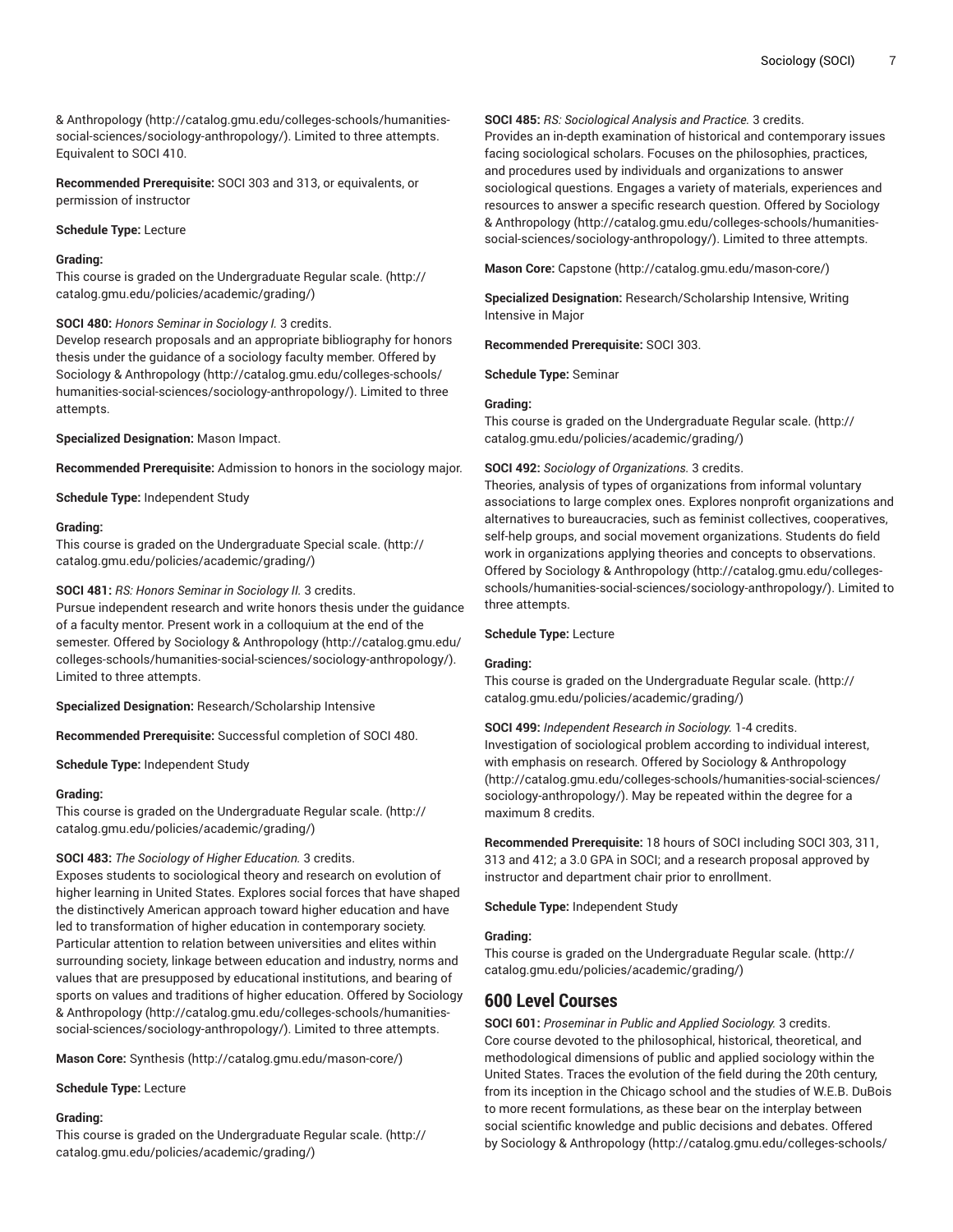& Anthropology (http://catalog.gmu.edu/colleges-schools/humanities-social-sciences/sociology-anthropology/). Limited to three attempts. Equivalent to SOCI 410.

**Recommended Prerequisite:** SOCI 303 and 313, or equivalents, or permission of instructor

**Schedule Type:** Lecture

**Grading:**
This course is graded on the Undergraduate Regular scale. (http://catalog.gmu.edu/policies/academic/grading/)

**SOCI 480:** *Honors Seminar in Sociology I.* 3 credits.
Develop research proposals and an appropriate bibliography for honors thesis under the guidance of a sociology faculty member. Offered by Sociology & Anthropology (http://catalog.gmu.edu/colleges-schools/humanities-social-sciences/sociology-anthropology/). Limited to three attempts.

**Specialized Designation:** Mason Impact.

**Recommended Prerequisite:** Admission to honors in the sociology major.

**Schedule Type:** Independent Study

**Grading:**
This course is graded on the Undergraduate Special scale. (http://catalog.gmu.edu/policies/academic/grading/)

**SOCI 481:** *RS: Honors Seminar in Sociology II.* 3 credits.
Pursue independent research and write honors thesis under the guidance of a faculty mentor. Present work in a colloquium at the end of the semester. Offered by Sociology & Anthropology (http://catalog.gmu.edu/colleges-schools/humanities-social-sciences/sociology-anthropology/). Limited to three attempts.

**Specialized Designation:** Research/Scholarship Intensive

**Recommended Prerequisite:** Successful completion of SOCI 480.

**Schedule Type:** Independent Study

**Grading:**
This course is graded on the Undergraduate Regular scale. (http://catalog.gmu.edu/policies/academic/grading/)

**SOCI 483:** *The Sociology of Higher Education.* 3 credits.
Exposes students to sociological theory and research on evolution of higher learning in United States. Explores social forces that have shaped the distinctively American approach toward higher education and have led to transformation of higher education in contemporary society. Particular attention to relation between universities and elites within surrounding society, linkage between education and industry, norms and values that are presupposed by educational institutions, and bearing of sports on values and traditions of higher education. Offered by Sociology & Anthropology (http://catalog.gmu.edu/colleges-schools/humanities-social-sciences/sociology-anthropology/). Limited to three attempts.

**Mason Core:** Synthesis (http://catalog.gmu.edu/mason-core/)

**Schedule Type:** Lecture

**Grading:**
This course is graded on the Undergraduate Regular scale. (http://catalog.gmu.edu/policies/academic/grading/)

**SOCI 485:** *RS: Sociological Analysis and Practice.* 3 credits.
Provides an in-depth examination of historical and contemporary issues facing sociological scholars. Focuses on the philosophies, practices, and procedures used by individuals and organizations to answer sociological questions. Engages a variety of materials, experiences and resources to answer a specific research question. Offered by Sociology & Anthropology (http://catalog.gmu.edu/colleges-schools/humanities-social-sciences/sociology-anthropology/). Limited to three attempts.

**Mason Core:** Capstone (http://catalog.gmu.edu/mason-core/)

**Specialized Designation:** Research/Scholarship Intensive, Writing Intensive in Major

**Recommended Prerequisite:** SOCI 303.

**Schedule Type:** Seminar

**Grading:**
This course is graded on the Undergraduate Regular scale. (http://catalog.gmu.edu/policies/academic/grading/)

**SOCI 492:** *Sociology of Organizations.* 3 credits.
Theories, analysis of types of organizations from informal voluntary associations to large complex ones. Explores nonprofit organizations and alternatives to bureaucracies, such as feminist collectives, cooperatives, self-help groups, and social movement organizations. Students do field work in organizations applying theories and concepts to observations. Offered by Sociology & Anthropology (http://catalog.gmu.edu/colleges-schools/humanities-social-sciences/sociology-anthropology/). Limited to three attempts.

**Schedule Type:** Lecture

**Grading:**
This course is graded on the Undergraduate Regular scale. (http://catalog.gmu.edu/policies/academic/grading/)

**SOCI 499:** *Independent Research in Sociology.* 1-4 credits.
Investigation of sociological problem according to individual interest, with emphasis on research. Offered by Sociology & Anthropology (http://catalog.gmu.edu/colleges-schools/humanities-social-sciences/sociology-anthropology/). May be repeated within the degree for a maximum 8 credits.

**Recommended Prerequisite:** 18 hours of SOCI including SOCI 303, 311, 313 and 412; a 3.0 GPA in SOCI; and a research proposal approved by instructor and department chair prior to enrollment.

**Schedule Type:** Independent Study

**Grading:**
This course is graded on the Undergraduate Regular scale. (http://catalog.gmu.edu/policies/academic/grading/)

## 600 Level Courses

**SOCI 601:** *Proseminar in Public and Applied Sociology.* 3 credits.
Core course devoted to the philosophical, historical, theoretical, and methodological dimensions of public and applied sociology within the United States. Traces the evolution of the field during the 20th century, from its inception in the Chicago school and the studies of W.E.B. DuBois to more recent formulations, as these bear on the interplay between social scientific knowledge and public decisions and debates. Offered by Sociology & Anthropology (http://catalog.gmu.edu/colleges-schools/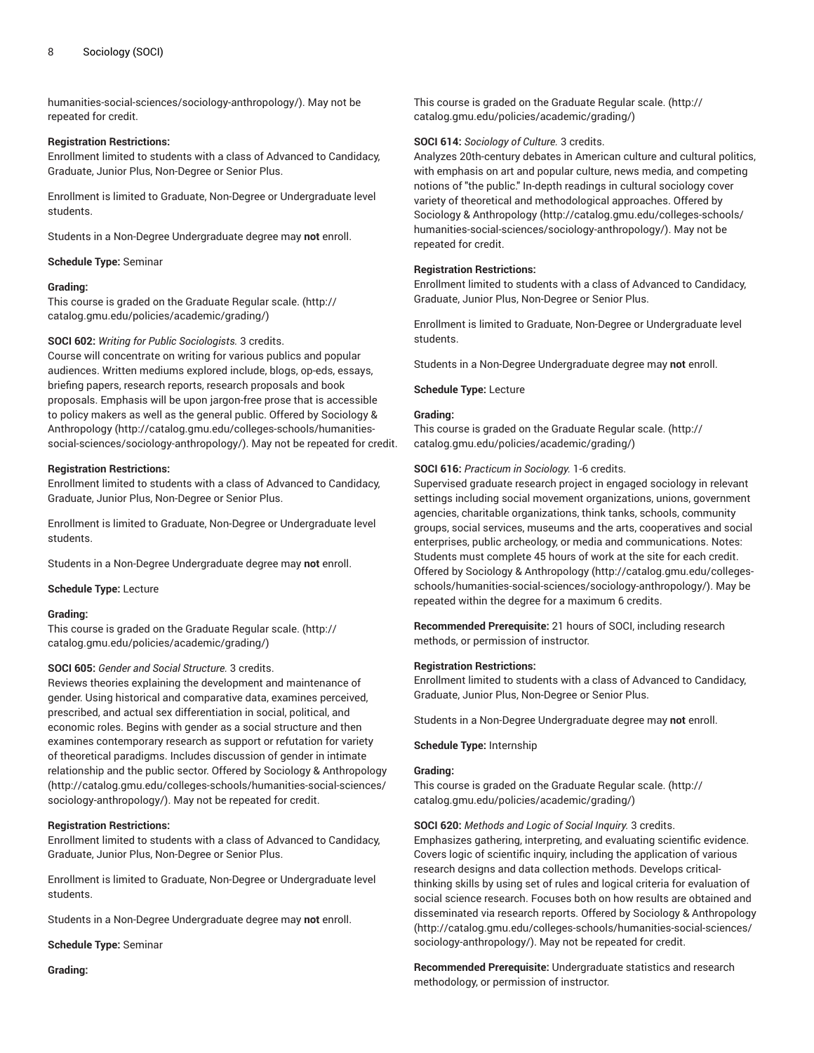humanities-social-sciences/sociology-anthropology/). May not be repeated for credit.

**Registration Restrictions:**
Enrollment limited to students with a class of Advanced to Candidacy, Graduate, Junior Plus, Non-Degree or Senior Plus.

Enrollment is limited to Graduate, Non-Degree or Undergraduate level students.

Students in a Non-Degree Undergraduate degree may **not** enroll.

**Schedule Type:** Seminar

**Grading:**
This course is graded on the Graduate Regular scale. (http://catalog.gmu.edu/policies/academic/grading/)

**SOCI 602:** *Writing for Public Sociologists.* 3 credits.
Course will concentrate on writing for various publics and popular audiences. Written mediums explored include, blogs, op-eds, essays, briefing papers, research reports, research proposals and book proposals. Emphasis will be upon jargon-free prose that is accessible to policy makers as well as the general public. Offered by Sociology & Anthropology (http://catalog.gmu.edu/colleges-schools/humanities-social-sciences/sociology-anthropology/). May not be repeated for credit.

**Registration Restrictions:**
Enrollment limited to students with a class of Advanced to Candidacy, Graduate, Junior Plus, Non-Degree or Senior Plus.

Enrollment is limited to Graduate, Non-Degree or Undergraduate level students.

Students in a Non-Degree Undergraduate degree may **not** enroll.

**Schedule Type:** Lecture

**Grading:**
This course is graded on the Graduate Regular scale. (http://catalog.gmu.edu/policies/academic/grading/)

**SOCI 605:** *Gender and Social Structure.* 3 credits.
Reviews theories explaining the development and maintenance of gender. Using historical and comparative data, examines perceived, prescribed, and actual sex differentiation in social, political, and economic roles. Begins with gender as a social structure and then examines contemporary research as support or refutation for variety of theoretical paradigms. Includes discussion of gender in intimate relationship and the public sector. Offered by Sociology & Anthropology (http://catalog.gmu.edu/colleges-schools/humanities-social-sciences/sociology-anthropology/). May not be repeated for credit.

**Registration Restrictions:**
Enrollment limited to students with a class of Advanced to Candidacy, Graduate, Junior Plus, Non-Degree or Senior Plus.

Enrollment is limited to Graduate, Non-Degree or Undergraduate level students.

Students in a Non-Degree Undergraduate degree may **not** enroll.

**Schedule Type:** Seminar

**Grading:**
This course is graded on the Graduate Regular scale. (http://catalog.gmu.edu/policies/academic/grading/)

**SOCI 614:** *Sociology of Culture.* 3 credits.
Analyzes 20th-century debates in American culture and cultural politics, with emphasis on art and popular culture, news media, and competing notions of "the public." In-depth readings in cultural sociology cover variety of theoretical and methodological approaches. Offered by Sociology & Anthropology (http://catalog.gmu.edu/colleges-schools/humanities-social-sciences/sociology-anthropology/). May not be repeated for credit.

**Registration Restrictions:**
Enrollment limited to students with a class of Advanced to Candidacy, Graduate, Junior Plus, Non-Degree or Senior Plus.

Enrollment is limited to Graduate, Non-Degree or Undergraduate level students.

Students in a Non-Degree Undergraduate degree may **not** enroll.

**Schedule Type:** Lecture

**Grading:**
This course is graded on the Graduate Regular scale. (http://catalog.gmu.edu/policies/academic/grading/)

**SOCI 616:** *Practicum in Sociology.* 1-6 credits.
Supervised graduate research project in engaged sociology in relevant settings including social movement organizations, unions, government agencies, charitable organizations, think tanks, schools, community groups, social services, museums and the arts, cooperatives and social enterprises, public archeology, or media and communications. Notes: Students must complete 45 hours of work at the site for each credit. Offered by Sociology & Anthropology (http://catalog.gmu.edu/colleges-schools/humanities-social-sciences/sociology-anthropology/). May be repeated within the degree for a maximum 6 credits.

**Recommended Prerequisite:** 21 hours of SOCI, including research methods, or permission of instructor.

**Registration Restrictions:**
Enrollment limited to students with a class of Advanced to Candidacy, Graduate, Junior Plus, Non-Degree or Senior Plus.

Students in a Non-Degree Undergraduate degree may **not** enroll.

**Schedule Type:** Internship

**Grading:**
This course is graded on the Graduate Regular scale. (http://catalog.gmu.edu/policies/academic/grading/)

**SOCI 620:** *Methods and Logic of Social Inquiry.* 3 credits.
Emphasizes gathering, interpreting, and evaluating scientific evidence. Covers logic of scientific inquiry, including the application of various research designs and data collection methods. Develops critical-thinking skills by using set of rules and logical criteria for evaluation of social science research. Focuses both on how results are obtained and disseminated via research reports. Offered by Sociology & Anthropology (http://catalog.gmu.edu/colleges-schools/humanities-social-sciences/sociology-anthropology/). May not be repeated for credit.

**Recommended Prerequisite:** Undergraduate statistics and research methodology, or permission of instructor.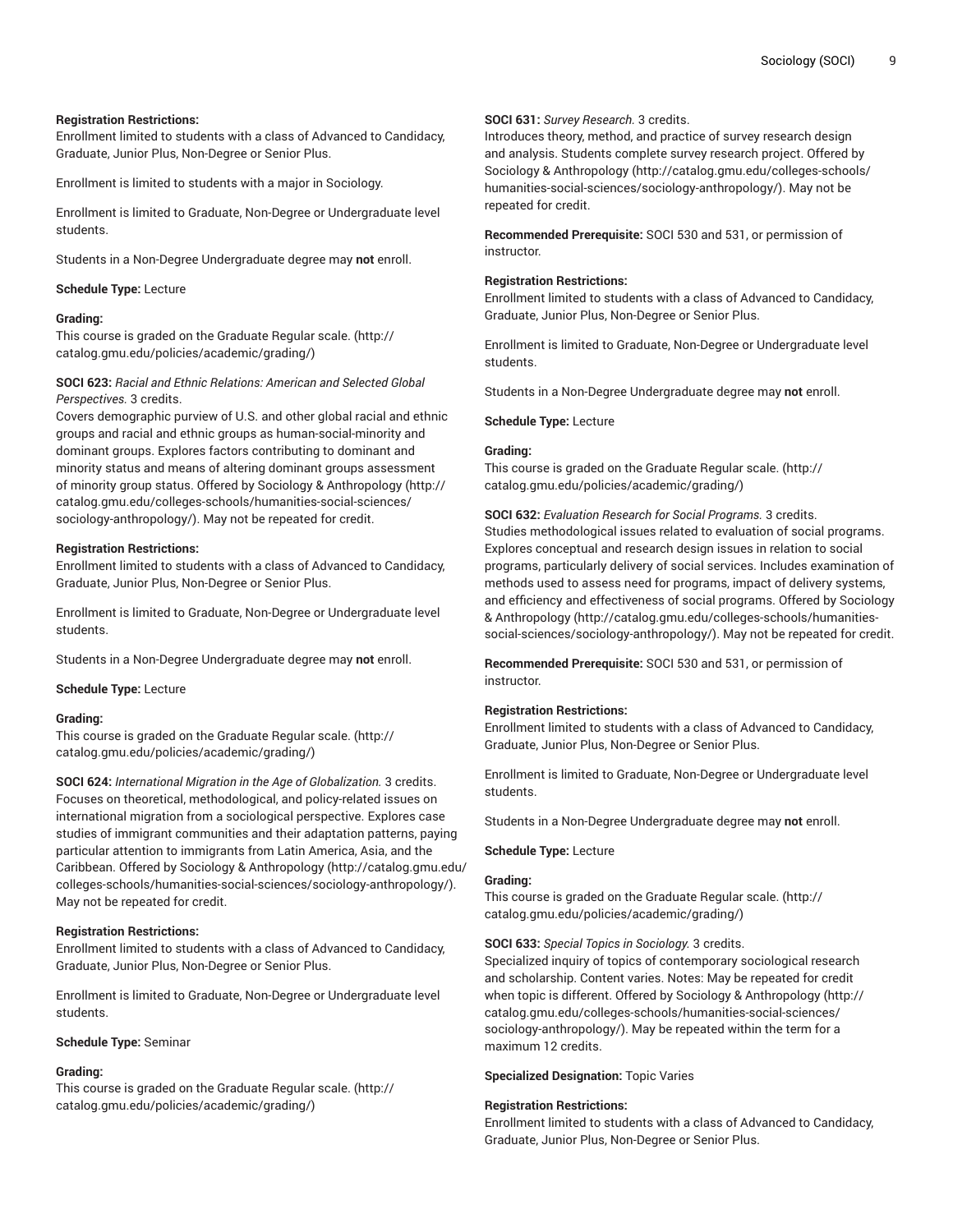**Registration Restrictions:**
Enrollment limited to students with a class of Advanced to Candidacy, Graduate, Junior Plus, Non-Degree or Senior Plus.

Enrollment is limited to students with a major in Sociology.

Enrollment is limited to Graduate, Non-Degree or Undergraduate level students.

Students in a Non-Degree Undergraduate degree may **not** enroll.

**Schedule Type:** Lecture

**Grading:**
This course is graded on the Graduate Regular scale. (http://catalog.gmu.edu/policies/academic/grading/)

**SOCI 623:** *Racial and Ethnic Relations: American and Selected Global Perspectives.* 3 credits.
Covers demographic purview of U.S. and other global racial and ethnic groups and racial and ethnic groups as human-social-minority and dominant groups. Explores factors contributing to dominant and minority status and means of altering dominant groups assessment of minority group status. Offered by Sociology & Anthropology (http://catalog.gmu.edu/colleges-schools/humanities-social-sciences/sociology-anthropology/). May not be repeated for credit.

**Registration Restrictions:**
Enrollment limited to students with a class of Advanced to Candidacy, Graduate, Junior Plus, Non-Degree or Senior Plus.

Enrollment is limited to Graduate, Non-Degree or Undergraduate level students.

Students in a Non-Degree Undergraduate degree may **not** enroll.

**Schedule Type:** Lecture

**Grading:**
This course is graded on the Graduate Regular scale. (http://catalog.gmu.edu/policies/academic/grading/)

**SOCI 624:** *International Migration in the Age of Globalization.* 3 credits.
Focuses on theoretical, methodological, and policy-related issues on international migration from a sociological perspective. Explores case studies of immigrant communities and their adaptation patterns, paying particular attention to immigrants from Latin America, Asia, and the Caribbean. Offered by Sociology & Anthropology (http://catalog.gmu.edu/colleges-schools/humanities-social-sciences/sociology-anthropology/). May not be repeated for credit.

**Registration Restrictions:**
Enrollment limited to students with a class of Advanced to Candidacy, Graduate, Junior Plus, Non-Degree or Senior Plus.

Enrollment is limited to Graduate, Non-Degree or Undergraduate level students.

**Schedule Type:** Seminar

**Grading:**
This course is graded on the Graduate Regular scale. (http://catalog.gmu.edu/policies/academic/grading/)

**SOCI 631:** *Survey Research.* 3 credits.
Introduces theory, method, and practice of survey research design and analysis. Students complete survey research project. Offered by Sociology & Anthropology (http://catalog.gmu.edu/colleges-schools/humanities-social-sciences/sociology-anthropology/). May not be repeated for credit.

**Recommended Prerequisite:** SOCI 530 and 531, or permission of instructor.

**Registration Restrictions:**
Enrollment limited to students with a class of Advanced to Candidacy, Graduate, Junior Plus, Non-Degree or Senior Plus.

Enrollment is limited to Graduate, Non-Degree or Undergraduate level students.

Students in a Non-Degree Undergraduate degree may **not** enroll.

**Schedule Type:** Lecture

**Grading:**
This course is graded on the Graduate Regular scale. (http://catalog.gmu.edu/policies/academic/grading/)

**SOCI 632:** *Evaluation Research for Social Programs.* 3 credits.
Studies methodological issues related to evaluation of social programs. Explores conceptual and research design issues in relation to social programs, particularly delivery of social services. Includes examination of methods used to assess need for programs, impact of delivery systems, and efficiency and effectiveness of social programs. Offered by Sociology & Anthropology (http://catalog.gmu.edu/colleges-schools/humanities-social-sciences/sociology-anthropology/). May not be repeated for credit.

**Recommended Prerequisite:** SOCI 530 and 531, or permission of instructor.

**Registration Restrictions:**
Enrollment limited to students with a class of Advanced to Candidacy, Graduate, Junior Plus, Non-Degree or Senior Plus.

Enrollment is limited to Graduate, Non-Degree or Undergraduate level students.

Students in a Non-Degree Undergraduate degree may **not** enroll.

**Schedule Type:** Lecture

**Grading:**
This course is graded on the Graduate Regular scale. (http://catalog.gmu.edu/policies/academic/grading/)

**SOCI 633:** *Special Topics in Sociology.* 3 credits.
Specialized inquiry of topics of contemporary sociological research and scholarship. Content varies. Notes: May be repeated for credit when topic is different. Offered by Sociology & Anthropology (http://catalog.gmu.edu/colleges-schools/humanities-social-sciences/sociology-anthropology/). May be repeated within the term for a maximum 12 credits.

**Specialized Designation:** Topic Varies

**Registration Restrictions:**
Enrollment limited to students with a class of Advanced to Candidacy, Graduate, Junior Plus, Non-Degree or Senior Plus.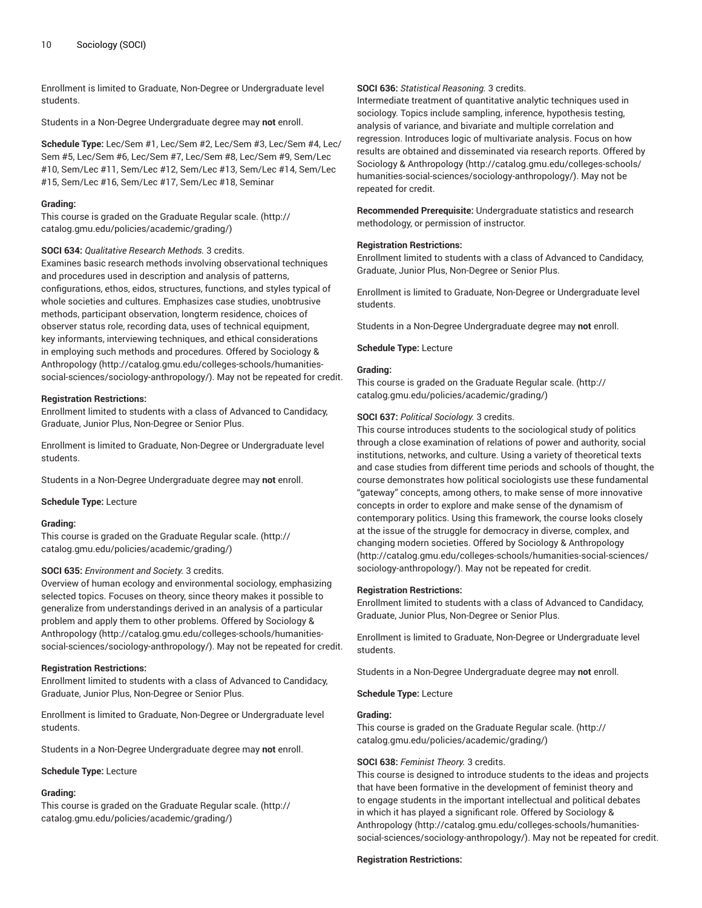Enrollment is limited to Graduate, Non-Degree or Undergraduate level students.

Students in a Non-Degree Undergraduate degree may **not** enroll.

**Schedule Type:** Lec/Sem #1, Lec/Sem #2, Lec/Sem #3, Lec/Sem #4, Lec/Sem #5, Lec/Sem #6, Lec/Sem #7, Lec/Sem #8, Lec/Sem #9, Sem/Lec #10, Sem/Lec #11, Sem/Lec #12, Sem/Lec #13, Sem/Lec #14, Sem/Lec #15, Sem/Lec #16, Sem/Lec #17, Sem/Lec #18, Seminar

**Grading:**
This course is graded on the Graduate Regular scale. (http://catalog.gmu.edu/policies/academic/grading/)

**SOCI 634:** *Qualitative Research Methods.* 3 credits.
Examines basic research methods involving observational techniques and procedures used in description and analysis of patterns, configurations, ethos, eidos, structures, functions, and styles typical of whole societies and cultures. Emphasizes case studies, unobtrusive methods, participant observation, longterm residence, choices of observer status role, recording data, uses of technical equipment, key informants, interviewing techniques, and ethical considerations in employing such methods and procedures. Offered by Sociology & Anthropology (http://catalog.gmu.edu/colleges-schools/humanities-social-sciences/sociology-anthropology/). May not be repeated for credit.

**Registration Restrictions:**
Enrollment limited to students with a class of Advanced to Candidacy, Graduate, Junior Plus, Non-Degree or Senior Plus.

Enrollment is limited to Graduate, Non-Degree or Undergraduate level students.

Students in a Non-Degree Undergraduate degree may **not** enroll.

**Schedule Type:** Lecture

**Grading:**
This course is graded on the Graduate Regular scale. (http://catalog.gmu.edu/policies/academic/grading/)

**SOCI 635:** *Environment and Society.* 3 credits.
Overview of human ecology and environmental sociology, emphasizing selected topics. Focuses on theory, since theory makes it possible to generalize from understandings derived in an analysis of a particular problem and apply them to other problems. Offered by Sociology & Anthropology (http://catalog.gmu.edu/colleges-schools/humanities-social-sciences/sociology-anthropology/). May not be repeated for credit.

**Registration Restrictions:**
Enrollment limited to students with a class of Advanced to Candidacy, Graduate, Junior Plus, Non-Degree or Senior Plus.

Enrollment is limited to Graduate, Non-Degree or Undergraduate level students.

Students in a Non-Degree Undergraduate degree may **not** enroll.

**Schedule Type:** Lecture

**Grading:**
This course is graded on the Graduate Regular scale. (http://catalog.gmu.edu/policies/academic/grading/)

**SOCI 636:** *Statistical Reasoning.* 3 credits.
Intermediate treatment of quantitative analytic techniques used in sociology. Topics include sampling, inference, hypothesis testing, analysis of variance, and bivariate and multiple correlation and regression. Introduces logic of multivariate analysis. Focus on how results are obtained and disseminated via research reports. Offered by Sociology & Anthropology (http://catalog.gmu.edu/colleges-schools/humanities-social-sciences/sociology-anthropology/). May not be repeated for credit.

**Recommended Prerequisite:** Undergraduate statistics and research methodology, or permission of instructor.

**Registration Restrictions:**
Enrollment limited to students with a class of Advanced to Candidacy, Graduate, Junior Plus, Non-Degree or Senior Plus.

Enrollment is limited to Graduate, Non-Degree or Undergraduate level students.

Students in a Non-Degree Undergraduate degree may **not** enroll.

**Schedule Type:** Lecture

**Grading:**
This course is graded on the Graduate Regular scale. (http://catalog.gmu.edu/policies/academic/grading/)

**SOCI 637:** *Political Sociology.* 3 credits.
This course introduces students to the sociological study of politics through a close examination of relations of power and authority, social institutions, networks, and culture. Using a variety of theoretical texts and case studies from different time periods and schools of thought, the course demonstrates how political sociologists use these fundamental "gateway" concepts, among others, to make sense of more innovative concepts in order to explore and make sense of the dynamism of contemporary politics. Using this framework, the course looks closely at the issue of the struggle for democracy in diverse, complex, and changing modern societies. Offered by Sociology & Anthropology (http://catalog.gmu.edu/colleges-schools/humanities-social-sciences/sociology-anthropology/). May not be repeated for credit.

**Registration Restrictions:**
Enrollment limited to students with a class of Advanced to Candidacy, Graduate, Junior Plus, Non-Degree or Senior Plus.

Enrollment is limited to Graduate, Non-Degree or Undergraduate level students.

Students in a Non-Degree Undergraduate degree may **not** enroll.

**Schedule Type:** Lecture

**Grading:**
This course is graded on the Graduate Regular scale. (http://catalog.gmu.edu/policies/academic/grading/)

**SOCI 638:** *Feminist Theory.* 3 credits.
This course is designed to introduce students to the ideas and projects that have been formative in the development of feminist theory and to engage students in the important intellectual and political debates in which it has played a significant role. Offered by Sociology & Anthropology (http://catalog.gmu.edu/colleges-schools/humanities-social-sciences/sociology-anthropology/). May not be repeated for credit.

**Registration Restrictions:**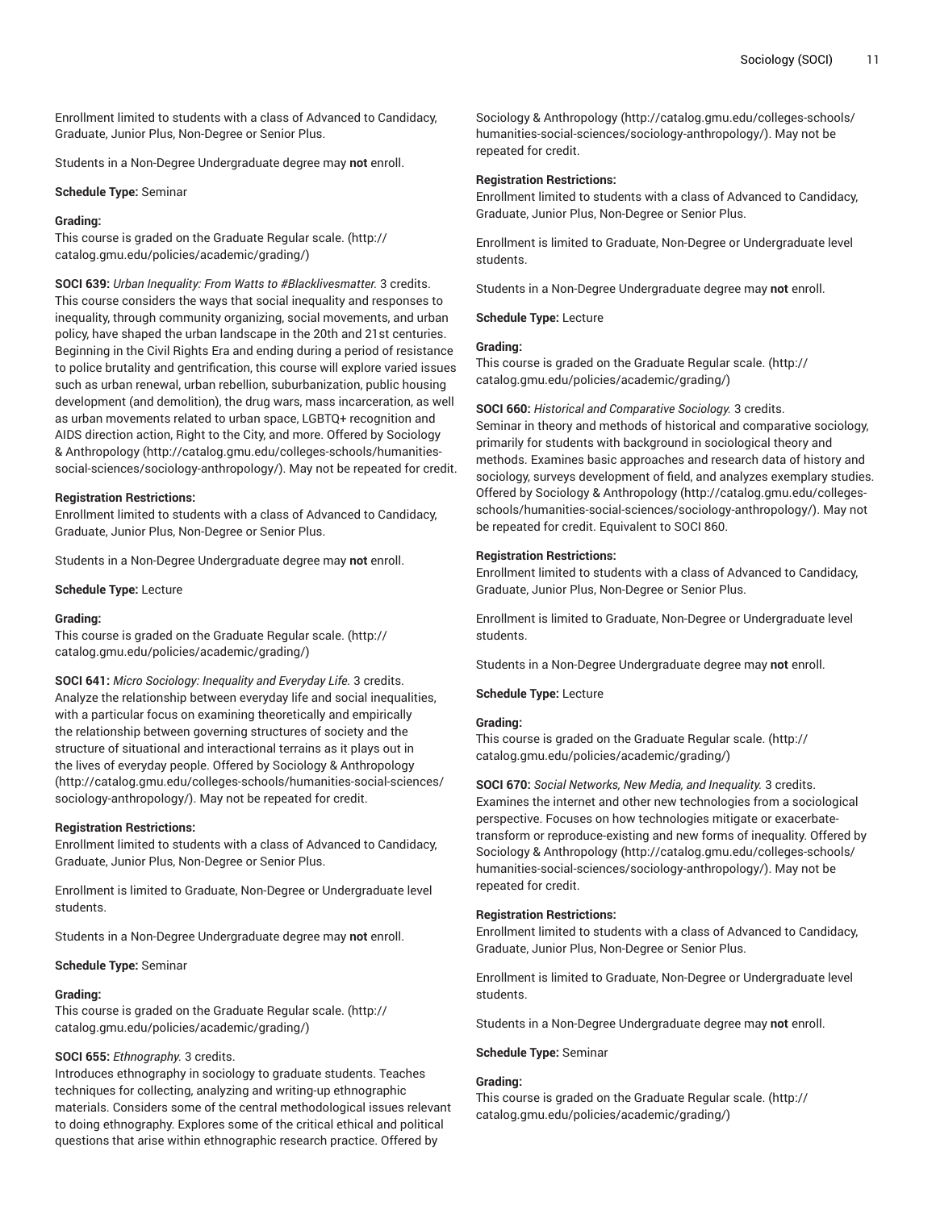Enrollment limited to students with a class of Advanced to Candidacy, Graduate, Junior Plus, Non-Degree or Senior Plus.

Students in a Non-Degree Undergraduate degree may **not** enroll.

**Schedule Type:** Seminar

**Grading:**
This course is graded on the Graduate Regular scale. (http://catalog.gmu.edu/policies/academic/grading/)

**SOCI 639:** *Urban Inequality: From Watts to #Blacklivesmatter.* 3 credits.
This course considers the ways that social inequality and responses to inequality, through community organizing, social movements, and urban policy, have shaped the urban landscape in the 20th and 21st centuries. Beginning in the Civil Rights Era and ending during a period of resistance to police brutality and gentrification, this course will explore varied issues such as urban renewal, urban rebellion, suburbanization, public housing development (and demolition), the drug wars, mass incarceration, as well as urban movements related to urban space, LGBTQ+ recognition and AIDS direction action, Right to the City, and more. Offered by Sociology & Anthropology (http://catalog.gmu.edu/colleges-schools/humanities-social-sciences/sociology-anthropology/). May not be repeated for credit.

**Registration Restrictions:**
Enrollment limited to students with a class of Advanced to Candidacy, Graduate, Junior Plus, Non-Degree or Senior Plus.

Students in a Non-Degree Undergraduate degree may **not** enroll.

**Schedule Type:** Lecture

**Grading:**
This course is graded on the Graduate Regular scale. (http://catalog.gmu.edu/policies/academic/grading/)

**SOCI 641:** *Micro Sociology: Inequality and Everyday Life.* 3 credits.
Analyze the relationship between everyday life and social inequalities, with a particular focus on examining theoretically and empirically the relationship between governing structures of society and the structure of situational and interactional terrains as it plays out in the lives of everyday people. Offered by Sociology & Anthropology (http://catalog.gmu.edu/colleges-schools/humanities-social-sciences/sociology-anthropology/). May not be repeated for credit.

**Registration Restrictions:**
Enrollment limited to students with a class of Advanced to Candidacy, Graduate, Junior Plus, Non-Degree or Senior Plus.

Enrollment is limited to Graduate, Non-Degree or Undergraduate level students.

Students in a Non-Degree Undergraduate degree may **not** enroll.

**Schedule Type:** Seminar

**Grading:**
This course is graded on the Graduate Regular scale. (http://catalog.gmu.edu/policies/academic/grading/)

**SOCI 655:** *Ethnography.* 3 credits.
Introduces ethnography in sociology to graduate students. Teaches techniques for collecting, analyzing and writing-up ethnographic materials. Considers some of the central methodological issues relevant to doing ethnography. Explores some of the critical ethical and political questions that arise within ethnographic research practice. Offered by Sociology & Anthropology (http://catalog.gmu.edu/colleges-schools/humanities-social-sciences/sociology-anthropology/). May not be repeated for credit.

**Registration Restrictions:**
Enrollment limited to students with a class of Advanced to Candidacy, Graduate, Junior Plus, Non-Degree or Senior Plus.

Enrollment is limited to Graduate, Non-Degree or Undergraduate level students.

Students in a Non-Degree Undergraduate degree may **not** enroll.

**Schedule Type:** Lecture

**Grading:**
This course is graded on the Graduate Regular scale. (http://catalog.gmu.edu/policies/academic/grading/)

**SOCI 660:** *Historical and Comparative Sociology.* 3 credits.
Seminar in theory and methods of historical and comparative sociology, primarily for students with background in sociological theory and methods. Examines basic approaches and research data of history and sociology, surveys development of field, and analyzes exemplary studies. Offered by Sociology & Anthropology (http://catalog.gmu.edu/colleges-schools/humanities-social-sciences/sociology-anthropology/). May not be repeated for credit. Equivalent to SOCI 860.

**Registration Restrictions:**
Enrollment limited to students with a class of Advanced to Candidacy, Graduate, Junior Plus, Non-Degree or Senior Plus.

Enrollment is limited to Graduate, Non-Degree or Undergraduate level students.

Students in a Non-Degree Undergraduate degree may **not** enroll.

**Schedule Type:** Lecture

**Grading:**
This course is graded on the Graduate Regular scale. (http://catalog.gmu.edu/policies/academic/grading/)

**SOCI 670:** *Social Networks, New Media, and Inequality.* 3 credits.
Examines the internet and other new technologies from a sociological perspective. Focuses on how technologies mitigate or exacerbate-transform or reproduce-existing and new forms of inequality. Offered by Sociology & Anthropology (http://catalog.gmu.edu/colleges-schools/humanities-social-sciences/sociology-anthropology/). May not be repeated for credit.

**Registration Restrictions:**
Enrollment limited to students with a class of Advanced to Candidacy, Graduate, Junior Plus, Non-Degree or Senior Plus.

Enrollment is limited to Graduate, Non-Degree or Undergraduate level students.

Students in a Non-Degree Undergraduate degree may **not** enroll.

**Schedule Type:** Seminar

**Grading:**
This course is graded on the Graduate Regular scale. (http://catalog.gmu.edu/policies/academic/grading/)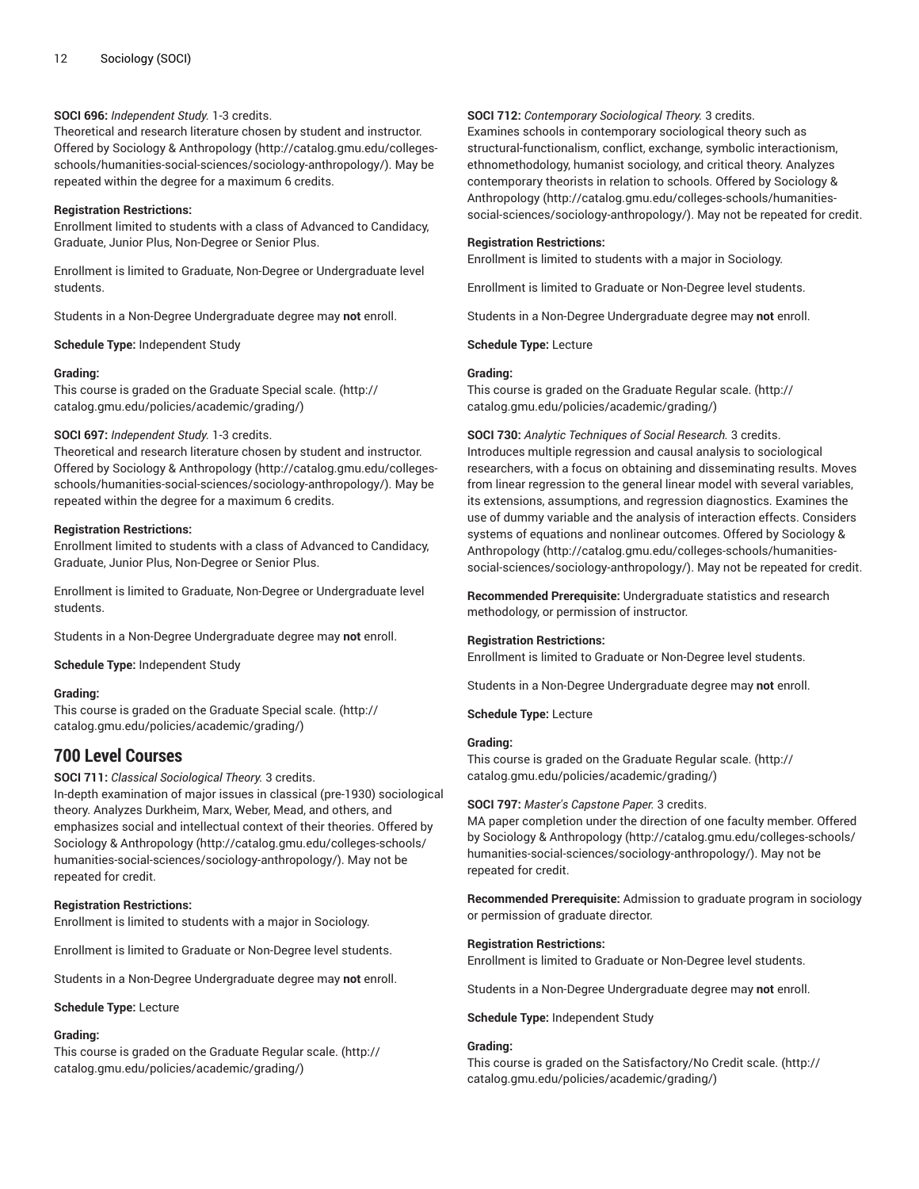**SOCI 696:** *Independent Study.* 1-3 credits.
Theoretical and research literature chosen by student and instructor. Offered by Sociology & Anthropology (http://catalog.gmu.edu/colleges-schools/humanities-social-sciences/sociology-anthropology/). May be repeated within the degree for a maximum 6 credits.

**Registration Restrictions:**
Enrollment limited to students with a class of Advanced to Candidacy, Graduate, Junior Plus, Non-Degree or Senior Plus.

Enrollment is limited to Graduate, Non-Degree or Undergraduate level students.

Students in a Non-Degree Undergraduate degree may **not** enroll.

**Schedule Type:** Independent Study

**Grading:**
This course is graded on the Graduate Special scale. (http://catalog.gmu.edu/policies/academic/grading/)

**SOCI 697:** *Independent Study.* 1-3 credits.
Theoretical and research literature chosen by student and instructor. Offered by Sociology & Anthropology (http://catalog.gmu.edu/colleges-schools/humanities-social-sciences/sociology-anthropology/). May be repeated within the degree for a maximum 6 credits.

**Registration Restrictions:**
Enrollment limited to students with a class of Advanced to Candidacy, Graduate, Junior Plus, Non-Degree or Senior Plus.

Enrollment is limited to Graduate, Non-Degree or Undergraduate level students.

Students in a Non-Degree Undergraduate degree may **not** enroll.

**Schedule Type:** Independent Study

**Grading:**
This course is graded on the Graduate Special scale. (http://catalog.gmu.edu/policies/academic/grading/)

## 700 Level Courses

**SOCI 711:** *Classical Sociological Theory.* 3 credits.
In-depth examination of major issues in classical (pre-1930) sociological theory. Analyzes Durkheim, Marx, Weber, Mead, and others, and emphasizes social and intellectual context of their theories. Offered by Sociology & Anthropology (http://catalog.gmu.edu/colleges-schools/humanities-social-sciences/sociology-anthropology/). May not be repeated for credit.

**Registration Restrictions:**
Enrollment is limited to students with a major in Sociology.

Enrollment is limited to Graduate or Non-Degree level students.

Students in a Non-Degree Undergraduate degree may **not** enroll.

**Schedule Type:** Lecture

**Grading:**
This course is graded on the Graduate Regular scale. (http://catalog.gmu.edu/policies/academic/grading/)

**SOCI 712:** *Contemporary Sociological Theory.* 3 credits.
Examines schools in contemporary sociological theory such as structural-functionalism, conflict, exchange, symbolic interactionism, ethnomethodology, humanist sociology, and critical theory. Analyzes contemporary theorists in relation to schools. Offered by Sociology & Anthropology (http://catalog.gmu.edu/colleges-schools/humanities-social-sciences/sociology-anthropology/). May not be repeated for credit.

**Registration Restrictions:**
Enrollment is limited to students with a major in Sociology.

Enrollment is limited to Graduate or Non-Degree level students.

Students in a Non-Degree Undergraduate degree may **not** enroll.

**Schedule Type:** Lecture

**Grading:**
This course is graded on the Graduate Regular scale. (http://catalog.gmu.edu/policies/academic/grading/)

**SOCI 730:** *Analytic Techniques of Social Research.* 3 credits.
Introduces multiple regression and causal analysis to sociological researchers, with a focus on obtaining and disseminating results. Moves from linear regression to the general linear model with several variables, its extensions, assumptions, and regression diagnostics. Examines the use of dummy variable and the analysis of interaction effects. Considers systems of equations and nonlinear outcomes. Offered by Sociology & Anthropology (http://catalog.gmu.edu/colleges-schools/humanities-social-sciences/sociology-anthropology/). May not be repeated for credit.

**Recommended Prerequisite:** Undergraduate statistics and research methodology, or permission of instructor.

**Registration Restrictions:**
Enrollment is limited to Graduate or Non-Degree level students.

Students in a Non-Degree Undergraduate degree may **not** enroll.

**Schedule Type:** Lecture

**Grading:**
This course is graded on the Graduate Regular scale. (http://catalog.gmu.edu/policies/academic/grading/)

**SOCI 797:** *Master's Capstone Paper.* 3 credits.
MA paper completion under the direction of one faculty member. Offered by Sociology & Anthropology (http://catalog.gmu.edu/colleges-schools/humanities-social-sciences/sociology-anthropology/). May not be repeated for credit.

**Recommended Prerequisite:** Admission to graduate program in sociology or permission of graduate director.

**Registration Restrictions:**
Enrollment is limited to Graduate or Non-Degree level students.

Students in a Non-Degree Undergraduate degree may **not** enroll.

**Schedule Type:** Independent Study

**Grading:**
This course is graded on the Satisfactory/No Credit scale. (http://catalog.gmu.edu/policies/academic/grading/)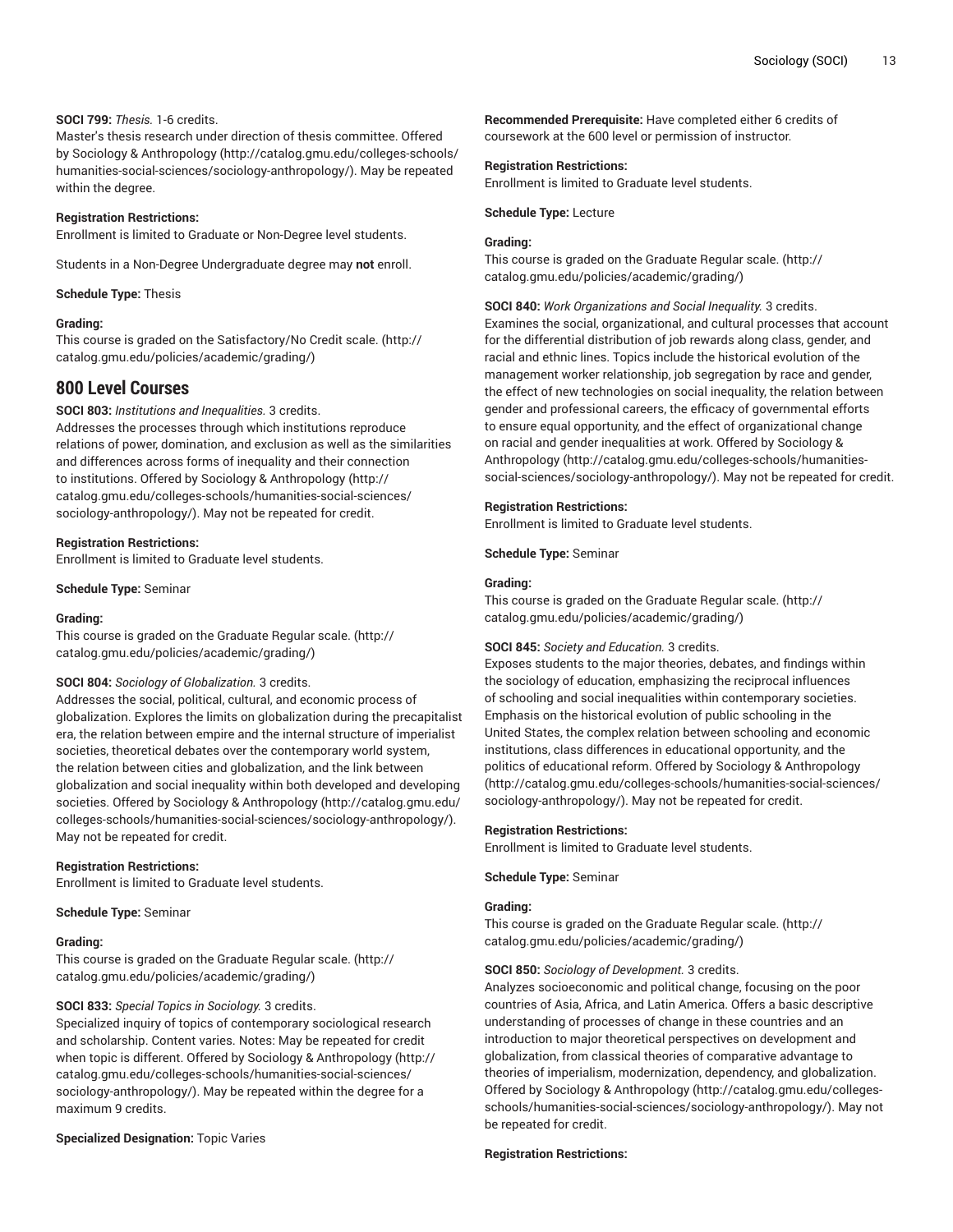**SOCI 799:** *Thesis.* 1-6 credits.
Master's thesis research under direction of thesis committee. Offered by Sociology & Anthropology (http://catalog.gmu.edu/colleges-schools/humanities-social-sciences/sociology-anthropology/). May be repeated within the degree.

**Registration Restrictions:**
Enrollment is limited to Graduate or Non-Degree level students.

Students in a Non-Degree Undergraduate degree may **not** enroll.

**Schedule Type:** Thesis

**Grading:**
This course is graded on the Satisfactory/No Credit scale. (http://catalog.gmu.edu/policies/academic/grading/)

## 800 Level Courses

**SOCI 803:** *Institutions and Inequalities.* 3 credits.
Addresses the processes through which institutions reproduce relations of power, domination, and exclusion as well as the similarities and differences across forms of inequality and their connection to institutions. Offered by Sociology & Anthropology (http://catalog.gmu.edu/colleges-schools/humanities-social-sciences/sociology-anthropology/). May not be repeated for credit.

**Registration Restrictions:**
Enrollment is limited to Graduate level students.

**Schedule Type:** Seminar

**Grading:**
This course is graded on the Graduate Regular scale. (http://catalog.gmu.edu/policies/academic/grading/)

**SOCI 804:** *Sociology of Globalization.* 3 credits.
Addresses the social, political, cultural, and economic process of globalization. Explores the limits on globalization during the precapitalist era, the relation between empire and the internal structure of imperialist societies, theoretical debates over the contemporary world system, the relation between cities and globalization, and the link between globalization and social inequality within both developed and developing societies. Offered by Sociology & Anthropology (http://catalog.gmu.edu/colleges-schools/humanities-social-sciences/sociology-anthropology/). May not be repeated for credit.

**Registration Restrictions:**
Enrollment is limited to Graduate level students.

**Schedule Type:** Seminar

**Grading:**
This course is graded on the Graduate Regular scale. (http://catalog.gmu.edu/policies/academic/grading/)

**SOCI 833:** *Special Topics in Sociology.* 3 credits.
Specialized inquiry of topics of contemporary sociological research and scholarship. Content varies. Notes: May be repeated for credit when topic is different. Offered by Sociology & Anthropology (http://catalog.gmu.edu/colleges-schools/humanities-social-sciences/sociology-anthropology/). May be repeated within the degree for a maximum 9 credits.

**Specialized Designation:** Topic Varies

**Recommended Prerequisite:** Have completed either 6 credits of coursework at the 600 level or permission of instructor.

**Registration Restrictions:**
Enrollment is limited to Graduate level students.

**Schedule Type:** Lecture

**Grading:**
This course is graded on the Graduate Regular scale. (http://catalog.gmu.edu/policies/academic/grading/)

**SOCI 840:** *Work Organizations and Social Inequality.* 3 credits.
Examines the social, organizational, and cultural processes that account for the differential distribution of job rewards along class, gender, and racial and ethnic lines. Topics include the historical evolution of the management worker relationship, job segregation by race and gender, the effect of new technologies on social inequality, the relation between gender and professional careers, the efficacy of governmental efforts to ensure equal opportunity, and the effect of organizational change on racial and gender inequalities at work. Offered by Sociology & Anthropology (http://catalog.gmu.edu/colleges-schools/humanities-social-sciences/sociology-anthropology/). May not be repeated for credit.

**Registration Restrictions:**
Enrollment is limited to Graduate level students.

**Schedule Type:** Seminar

**Grading:**
This course is graded on the Graduate Regular scale. (http://catalog.gmu.edu/policies/academic/grading/)

**SOCI 845:** *Society and Education.* 3 credits.
Exposes students to the major theories, debates, and findings within the sociology of education, emphasizing the reciprocal influences of schooling and social inequalities within contemporary societies. Emphasis on the historical evolution of public schooling in the United States, the complex relation between schooling and economic institutions, class differences in educational opportunity, and the politics of educational reform. Offered by Sociology & Anthropology (http://catalog.gmu.edu/colleges-schools/humanities-social-sciences/sociology-anthropology/). May not be repeated for credit.

**Registration Restrictions:**
Enrollment is limited to Graduate level students.

**Schedule Type:** Seminar

**Grading:**
This course is graded on the Graduate Regular scale. (http://catalog.gmu.edu/policies/academic/grading/)

**SOCI 850:** *Sociology of Development.* 3 credits.
Analyzes socioeconomic and political change, focusing on the poor countries of Asia, Africa, and Latin America. Offers a basic descriptive understanding of processes of change in these countries and an introduction to major theoretical perspectives on development and globalization, from classical theories of comparative advantage to theories of imperialism, modernization, dependency, and globalization. Offered by Sociology & Anthropology (http://catalog.gmu.edu/colleges-schools/humanities-social-sciences/sociology-anthropology/). May not be repeated for credit.

**Registration Restrictions:**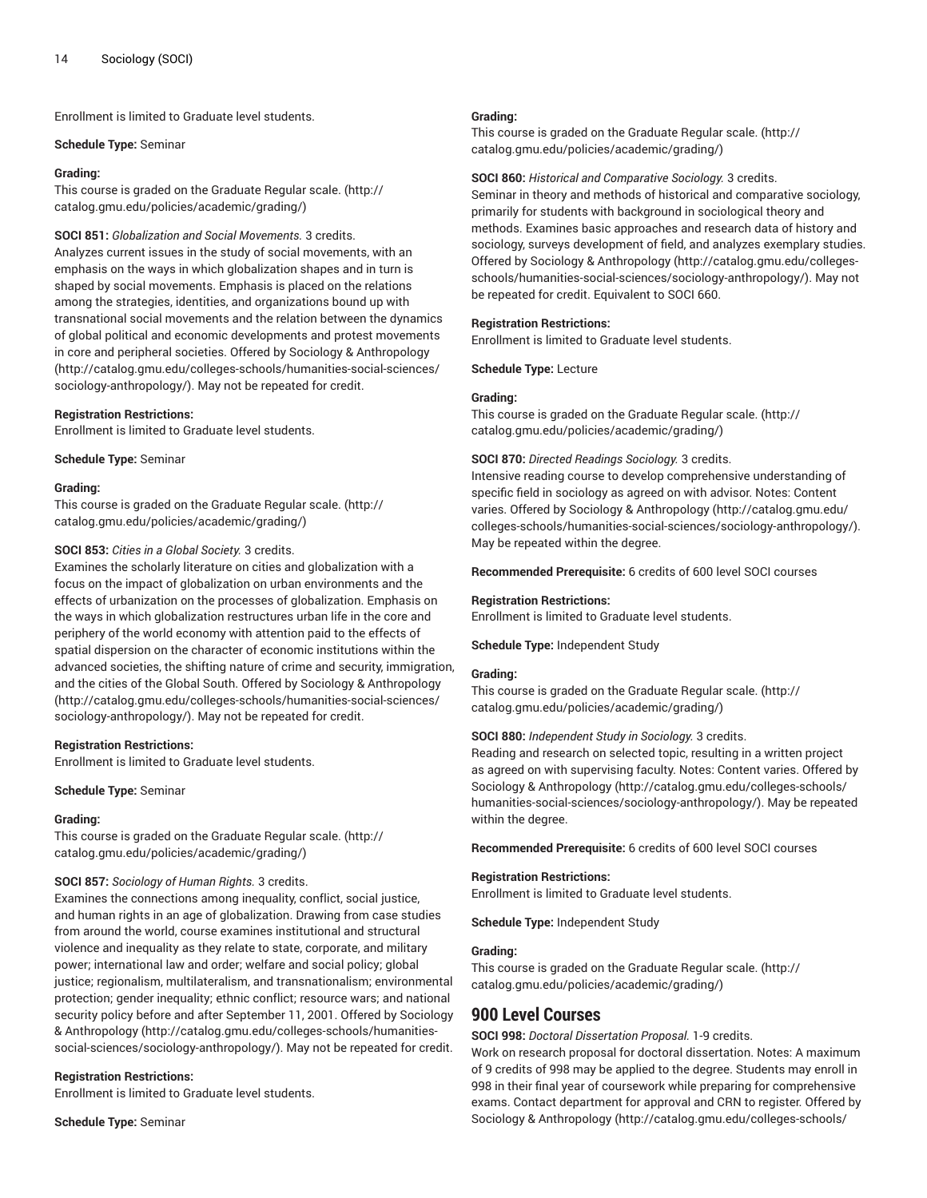Enrollment is limited to Graduate level students.

**Schedule Type:** Seminar

**Grading:**
This course is graded on the Graduate Regular scale. (http://catalog.gmu.edu/policies/academic/grading/)

**SOCI 851:** *Globalization and Social Movements.* 3 credits.
Analyzes current issues in the study of social movements, with an emphasis on the ways in which globalization shapes and in turn is shaped by social movements. Emphasis is placed on the relations among the strategies, identities, and organizations bound up with transnational social movements and the relation between the dynamics of global political and economic developments and protest movements in core and peripheral societies. Offered by Sociology & Anthropology (http://catalog.gmu.edu/colleges-schools/humanities-social-sciences/sociology-anthropology/). May not be repeated for credit.

**Registration Restrictions:**
Enrollment is limited to Graduate level students.

**Schedule Type:** Seminar

**Grading:**
This course is graded on the Graduate Regular scale. (http://catalog.gmu.edu/policies/academic/grading/)

**SOCI 853:** *Cities in a Global Society.* 3 credits.
Examines the scholarly literature on cities and globalization with a focus on the impact of globalization on urban environments and the effects of urbanization on the processes of globalization. Emphasis on the ways in which globalization restructures urban life in the core and periphery of the world economy with attention paid to the effects of spatial dispersion on the character of economic institutions within the advanced societies, the shifting nature of crime and security, immigration, and the cities of the Global South. Offered by Sociology & Anthropology (http://catalog.gmu.edu/colleges-schools/humanities-social-sciences/sociology-anthropology/). May not be repeated for credit.

**Registration Restrictions:**
Enrollment is limited to Graduate level students.

**Schedule Type:** Seminar

**Grading:**
This course is graded on the Graduate Regular scale. (http://catalog.gmu.edu/policies/academic/grading/)

**SOCI 857:** *Sociology of Human Rights.* 3 credits.
Examines the connections among inequality, conflict, social justice, and human rights in an age of globalization. Drawing from case studies from around the world, course examines institutional and structural violence and inequality as they relate to state, corporate, and military power; international law and order; welfare and social policy; global justice; regionalism, multilateralism, and transnationalism; environmental protection; gender inequality; ethnic conflict; resource wars; and national security policy before and after September 11, 2001. Offered by Sociology & Anthropology (http://catalog.gmu.edu/colleges-schools/humanities-social-sciences/sociology-anthropology/). May not be repeated for credit.

**Registration Restrictions:**
Enrollment is limited to Graduate level students.

**Schedule Type:** Seminar

**Grading:**
This course is graded on the Graduate Regular scale. (http://catalog.gmu.edu/policies/academic/grading/)

**SOCI 860:** *Historical and Comparative Sociology.* 3 credits.
Seminar in theory and methods of historical and comparative sociology, primarily for students with background in sociological theory and methods. Examines basic approaches and research data of history and sociology, surveys development of field, and analyzes exemplary studies. Offered by Sociology & Anthropology (http://catalog.gmu.edu/colleges-schools/humanities-social-sciences/sociology-anthropology/). May not be repeated for credit. Equivalent to SOCI 660.

**Registration Restrictions:**
Enrollment is limited to Graduate level students.

**Schedule Type:** Lecture

**Grading:**
This course is graded on the Graduate Regular scale. (http://catalog.gmu.edu/policies/academic/grading/)

**SOCI 870:** *Directed Readings Sociology.* 3 credits.
Intensive reading course to develop comprehensive understanding of specific field in sociology as agreed on with advisor. Notes: Content varies. Offered by Sociology & Anthropology (http://catalog.gmu.edu/colleges-schools/humanities-social-sciences/sociology-anthropology/). May be repeated within the degree.

**Recommended Prerequisite:** 6 credits of 600 level SOCI courses

**Registration Restrictions:**
Enrollment is limited to Graduate level students.

**Schedule Type:** Independent Study

**Grading:**
This course is graded on the Graduate Regular scale. (http://catalog.gmu.edu/policies/academic/grading/)

**SOCI 880:** *Independent Study in Sociology.* 3 credits.
Reading and research on selected topic, resulting in a written project as agreed on with supervising faculty. Notes: Content varies. Offered by Sociology & Anthropology (http://catalog.gmu.edu/colleges-schools/humanities-social-sciences/sociology-anthropology/). May be repeated within the degree.

**Recommended Prerequisite:** 6 credits of 600 level SOCI courses

**Registration Restrictions:**
Enrollment is limited to Graduate level students.

**Schedule Type:** Independent Study

**Grading:**
This course is graded on the Graduate Regular scale. (http://catalog.gmu.edu/policies/academic/grading/)

## 900 Level Courses

**SOCI 998:** *Doctoral Dissertation Proposal.* 1-9 credits.
Work on research proposal for doctoral dissertation. Notes: A maximum of 9 credits of 998 may be applied to the degree. Students may enroll in 998 in their final year of coursework while preparing for comprehensive exams. Contact department for approval and CRN to register. Offered by Sociology & Anthropology (http://catalog.gmu.edu/colleges-schools/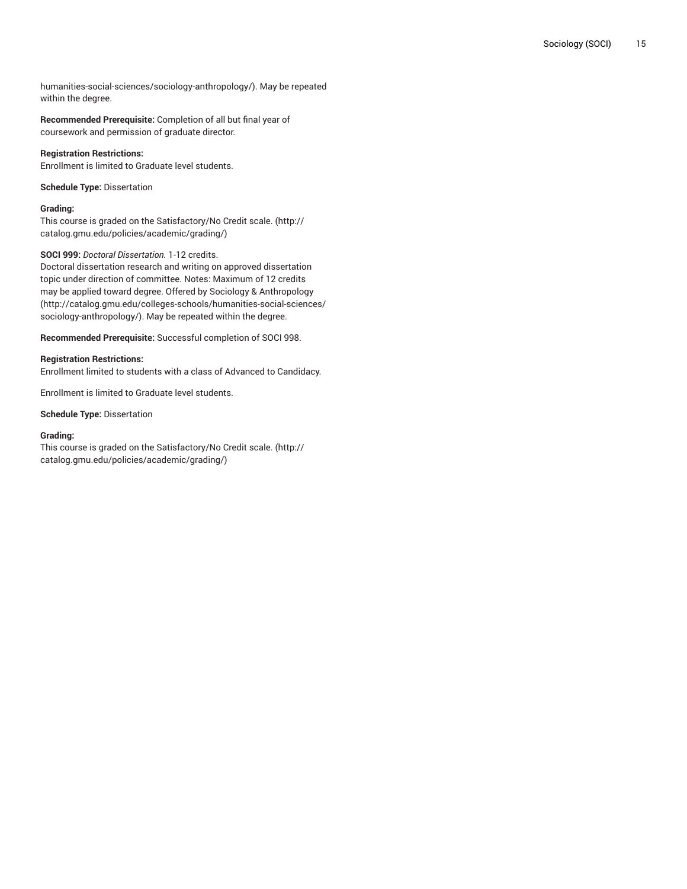humanities-social-sciences/sociology-anthropology/). May be repeated within the degree.

**Recommended Prerequisite:** Completion of all but final year of coursework and permission of graduate director.

**Registration Restrictions:**
Enrollment is limited to Graduate level students.

**Schedule Type:** Dissertation

**Grading:**
This course is graded on the Satisfactory/No Credit scale. (http://catalog.gmu.edu/policies/academic/grading/)

**SOCI 999:** *Doctoral Dissertation.* 1-12 credits.
Doctoral dissertation research and writing on approved dissertation topic under direction of committee. Notes: Maximum of 12 credits may be applied toward degree. Offered by Sociology & Anthropology (http://catalog.gmu.edu/colleges-schools/humanities-social-sciences/sociology-anthropology/). May be repeated within the degree.

**Recommended Prerequisite:** Successful completion of SOCI 998.

**Registration Restrictions:**
Enrollment limited to students with a class of Advanced to Candidacy.

Enrollment is limited to Graduate level students.

**Schedule Type:** Dissertation

**Grading:**
This course is graded on the Satisfactory/No Credit scale. (http://catalog.gmu.edu/policies/academic/grading/)